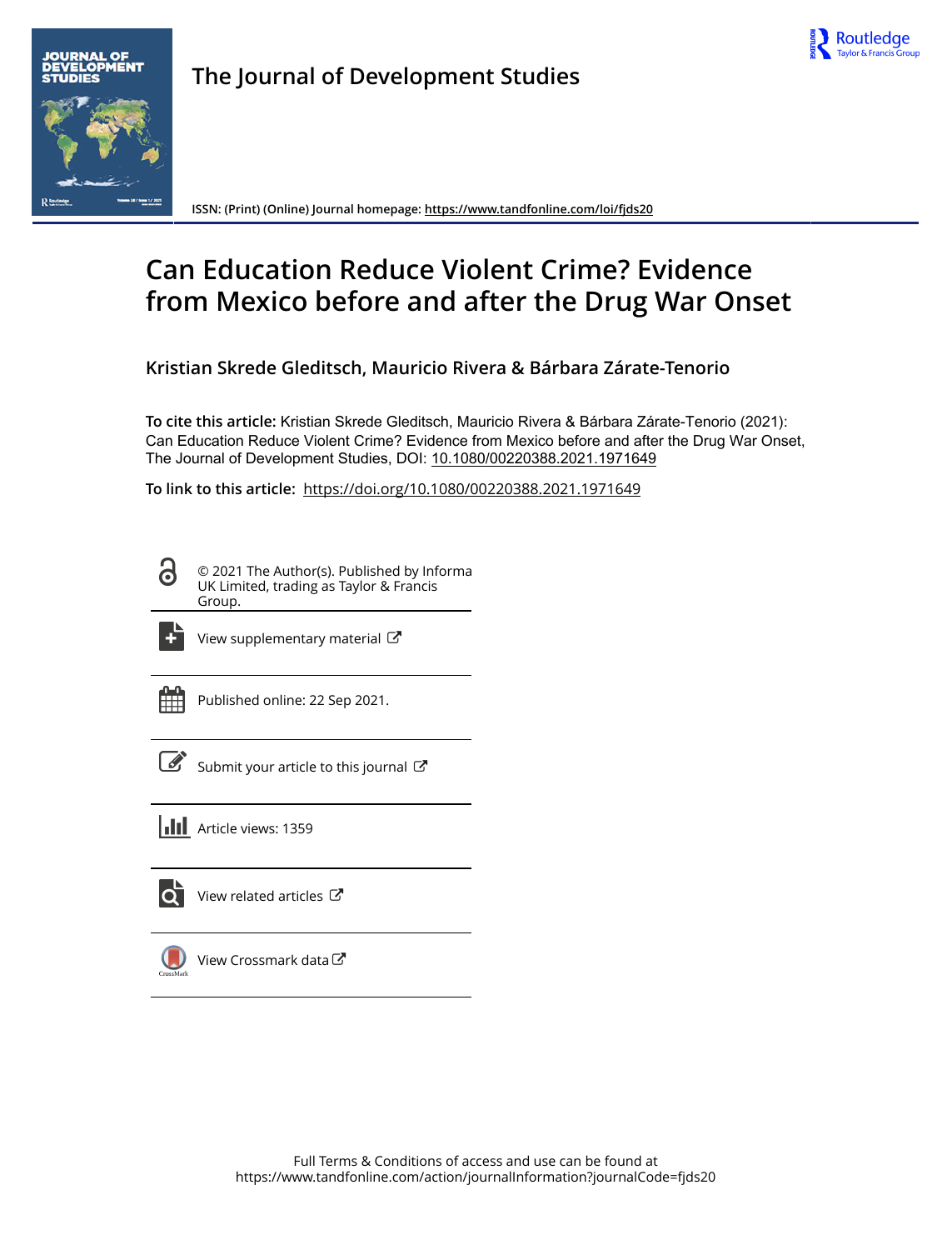# The Journal of Development Studies

ISSN: (Print) (Online) Journal homepage: https://www.tandfonline.com/loi/fjds20

# Can Education Reduce Violent Crime? Evidence from Mexico before and after the Drug War Onset

**Kristian Skrede Gleditsch, Mauricio Rivera & Bárbara Zárate-Tenorio**

**To cite this article:** Kristian Skrede Gleditsch, Mauricio Rivera & Bárbara Zárate-Tenorio (2021): Can Education Reduce Violent Crime? Evidence from Mexico before and after the Drug War Onset, The Journal of Development Studies, DOI: 10.1080/00220388.2021.1971649

**To link to this article:** https://doi.org/10.1080/00220388.2021.1971649

© 2021 The Author(s). Published by Informa UK Limited, trading as Taylor & Francis Group.

View supplementary material

Published online: 22 Sep 2021.

Submit your article to this journal

Article views: 1359

View related articles

View Crossmark data

Full Terms & Conditions of access and use can be found at https://www.tandfonline.com/action/journalInformation?journalCode=fjds20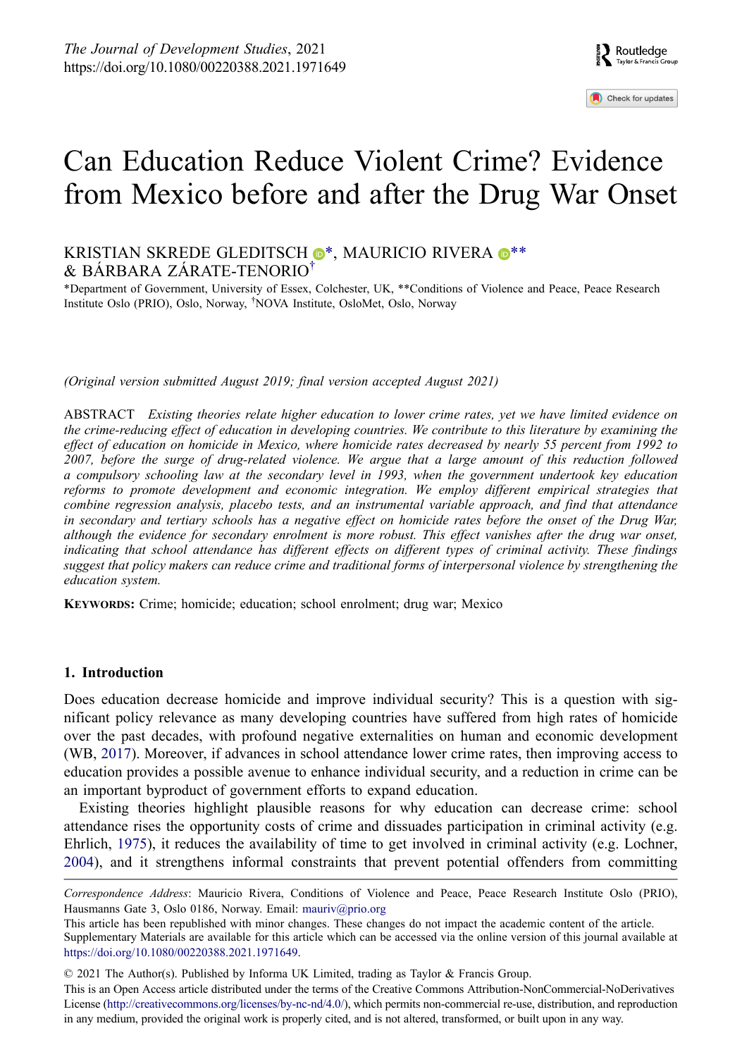# Can Education Reduce Violent Crime? Evidence from Mexico before and after the Drug War Onset

KRISTIAN SKREDE GLEDITSCH *, MAURICIO RIVERA ** & BÁRBARA ZÁRATE-TENORIO†

*Department of Government, University of Essex, Colchester, UK, **Conditions of Violence and Peace, Peace Research Institute Oslo (PRIO), Oslo, Norway, †NOVA Institute, OsloMet, Oslo, Norway

*(Original version submitted August 2019; final version accepted August 2021)*

ABSTRACT *Existing theories relate higher education to lower crime rates, yet we have limited evidence on the crime-reducing effect of education in developing countries. We contribute to this literature by examining the effect of education on homicide in Mexico, where homicide rates decreased by nearly 55 percent from 1992 to 2007, before the surge of drug-related violence. We argue that a large amount of this reduction followed a compulsory schooling law at the secondary level in 1993, when the government undertook key education reforms to promote development and economic integration. We employ different empirical strategies that combine regression analysis, placebo tests, and an instrumental variable approach, and find that attendance in secondary and tertiary schools has a negative effect on homicide rates before the onset of the Drug War, although the evidence for secondary enrolment is more robust. This effect vanishes after the drug war onset, indicating that school attendance has different effects on different types of criminal activity. These findings suggest that policy makers can reduce crime and traditional forms of interpersonal violence by strengthening the education system.*

**KEYWORDS:** Crime; homicide; education; school enrolment; drug war; Mexico

## 1. Introduction

Does education decrease homicide and improve individual security? This is a question with significant policy relevance as many developing countries have suffered from high rates of homicide over the past decades, with profound negative externalities on human and economic development (WB, 2017). Moreover, if advances in school attendance lower crime rates, then improving access to education provides a possible avenue to enhance individual security, and a reduction in crime can be an important byproduct of government efforts to expand education.

Existing theories highlight plausible reasons for why education can decrease crime: school attendance rises the opportunity costs of crime and dissuades participation in criminal activity (e.g. Ehrlich, 1975), it reduces the availability of time to get involved in criminal activity (e.g. Lochner, 2004), and it strengthens informal constraints that prevent potential offenders from committing

---

*Correspondence Address*: Mauricio Rivera, Conditions of Violence and Peace, Peace Research Institute Oslo (PRIO), Hausmanns Gate 3, Oslo 0186, Norway. Email: mauriv@prio.org

This article has been republished with minor changes. These changes do not impact the academic content of the article. Supplementary Materials are available for this article which can be accessed via the online version of this journal available at https://doi.org/10.1080/00220388.2021.1971649.

© 2021 The Author(s). Published by Informa UK Limited, trading as Taylor & Francis Group.

This is an Open Access article distributed under the terms of the Creative Commons Attribution-NonCommercial-NoDerivatives License (http://creativecommons.org/licenses/by-nc-nd/4.0/), which permits non-commercial re-use, distribution, and reproduction in any medium, provided the original work is properly cited, and is not altered, transformed, or built upon in any way.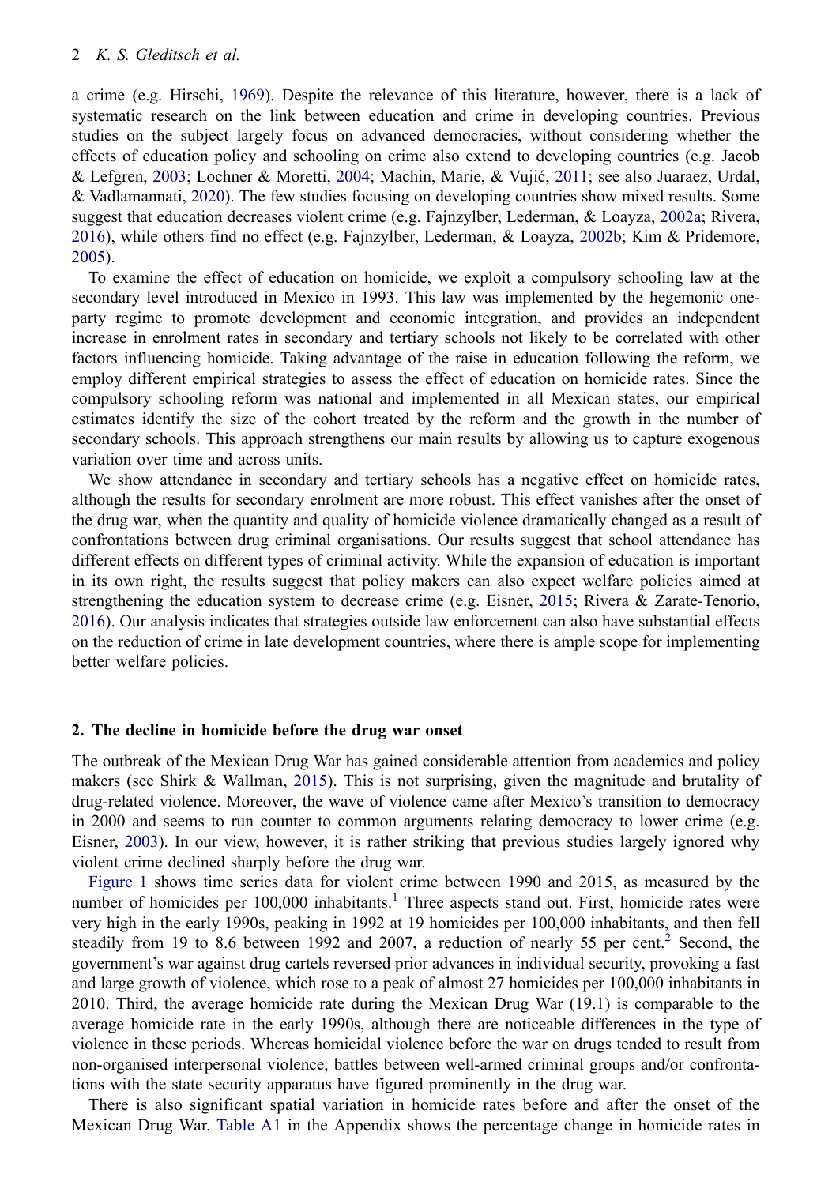a crime (e.g. Hirschi, 1969). Despite the relevance of this literature, however, there is a lack of systematic research on the link between education and crime in developing countries. Previous studies on the subject largely focus on advanced democracies, without considering whether the effects of education policy and schooling on crime also extend to developing countries (e.g. Jacob & Lefgren, 2003; Lochner & Moretti, 2004; Machin, Marie, & Vujić, 2011; see also Juaraez, Urdal, & Vadlamannati, 2020). The few studies focusing on developing countries show mixed results. Some suggest that education decreases violent crime (e.g. Fajnzylber, Lederman, & Loayza, 2002a; Rivera, 2016), while others find no effect (e.g. Fajnzylber, Lederman, & Loayza, 2002b; Kim & Pridemore, 2005).

To examine the effect of education on homicide, we exploit a compulsory schooling law at the secondary level introduced in Mexico in 1993. This law was implemented by the hegemonic one-party regime to promote development and economic integration, and provides an independent increase in enrolment rates in secondary and tertiary schools not likely to be correlated with other factors influencing homicide. Taking advantage of the raise in education following the reform, we employ different empirical strategies to assess the effect of education on homicide rates. Since the compulsory schooling reform was national and implemented in all Mexican states, our empirical estimates identify the size of the cohort treated by the reform and the growth in the number of secondary schools. This approach strengthens our main results by allowing us to capture exogenous variation over time and across units.

We show attendance in secondary and tertiary schools has a negative effect on homicide rates, although the results for secondary enrolment are more robust. This effect vanishes after the onset of the drug war, when the quantity and quality of homicide violence dramatically changed as a result of confrontations between drug criminal organisations. Our results suggest that school attendance has different effects on different types of criminal activity. While the expansion of education is important in its own right, the results suggest that policy makers can also expect welfare policies aimed at strengthening the education system to decrease crime (e.g. Eisner, 2015; Rivera & Zarate-Tenorio, 2016). Our analysis indicates that strategies outside law enforcement can also have substantial effects on the reduction of crime in late development countries, where there is ample scope for implementing better welfare policies.

## 2. The decline in homicide before the drug war onset

The outbreak of the Mexican Drug War has gained considerable attention from academics and policy makers (see Shirk & Wallman, 2015). This is not surprising, given the magnitude and brutality of drug-related violence. Moreover, the wave of violence came after Mexico's transition to democracy in 2000 and seems to run counter to common arguments relating democracy to lower crime (e.g. Eisner, 2003). In our view, however, it is rather striking that previous studies largely ignored why violent crime declined sharply before the drug war.

Figure 1 shows time series data for violent crime between 1990 and 2015, as measured by the number of homicides per 100,000 inhabitants.[1] Three aspects stand out. First, homicide rates were very high in the early 1990s, peaking in 1992 at 19 homicides per 100,000 inhabitants, and then fell steadily from 19 to 8.6 between 1992 and 2007, a reduction of nearly 55 per cent.[2] Second, the government's war against drug cartels reversed prior advances in individual security, provoking a fast and large growth of violence, which rose to a peak of almost 27 homicides per 100,000 inhabitants in 2010. Third, the average homicide rate during the Mexican Drug War (19.1) is comparable to the average homicide rate in the early 1990s, although there are noticeable differences in the type of violence in these periods. Whereas homicidal violence before the war on drugs tended to result from non-organised interpersonal violence, battles between well-armed criminal groups and/or confrontations with the state security apparatus have figured prominently in the drug war.

There is also significant spatial variation in homicide rates before and after the onset of the Mexican Drug War. Table A1 in the Appendix shows the percentage change in homicide rates in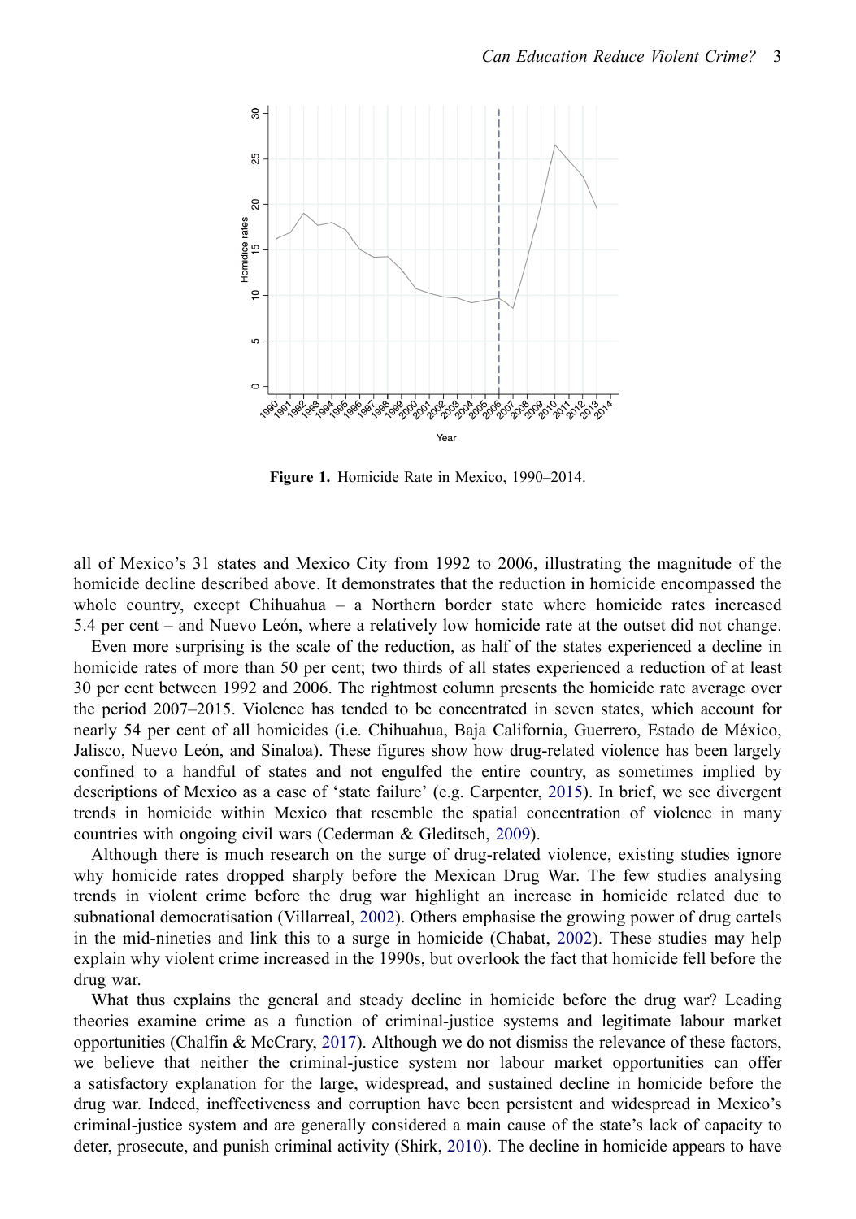**Figure 1.** Homicide Rate in Mexico, 1990–2014.

all of Mexico's 31 states and Mexico City from 1992 to 2006, illustrating the magnitude of the homicide decline described above. It demonstrates that the reduction in homicide encompassed the whole country, except Chihuahua – a Northern border state where homicide rates increased 5.4 per cent – and Nuevo León, where a relatively low homicide rate at the outset did not change.

Even more surprising is the scale of the reduction, as half of the states experienced a decline in homicide rates of more than 50 per cent; two thirds of all states experienced a reduction of at least 30 per cent between 1992 and 2006. The rightmost column presents the homicide rate average over the period 2007–2015. Violence has tended to be concentrated in seven states, which account for nearly 54 per cent of all homicides (i.e. Chihuahua, Baja California, Guerrero, Estado de México, Jalisco, Nuevo León, and Sinaloa). These figures show how drug-related violence has been largely confined to a handful of states and not engulfed the entire country, as sometimes implied by descriptions of Mexico as a case of 'state failure' (e.g. Carpenter, 2015). In brief, we see divergent trends in homicide within Mexico that resemble the spatial concentration of violence in many countries with ongoing civil wars (Cederman & Gleditsch, 2009).

Although there is much research on the surge of drug-related violence, existing studies ignore why homicide rates dropped sharply before the Mexican Drug War. The few studies analysing trends in violent crime before the drug war highlight an increase in homicide related due to subnational democratisation (Villarreal, 2002). Others emphasise the growing power of drug cartels in the mid-nineties and link this to a surge in homicide (Chabat, 2002). These studies may help explain why violent crime increased in the 1990s, but overlook the fact that homicide fell before the drug war.

What thus explains the general and steady decline in homicide before the drug war? Leading theories examine crime as a function of criminal-justice systems and legitimate labour market opportunities (Chalfin & McCrary, 2017). Although we do not dismiss the relevance of these factors, we believe that neither the criminal-justice system nor labour market opportunities can offer a satisfactory explanation for the large, widespread, and sustained decline in homicide before the drug war. Indeed, ineffectiveness and corruption have been persistent and widespread in Mexico's criminal-justice system and are generally considered a main cause of the state's lack of capacity to deter, prosecute, and punish criminal activity (Shirk, 2010). The decline in homicide appears to have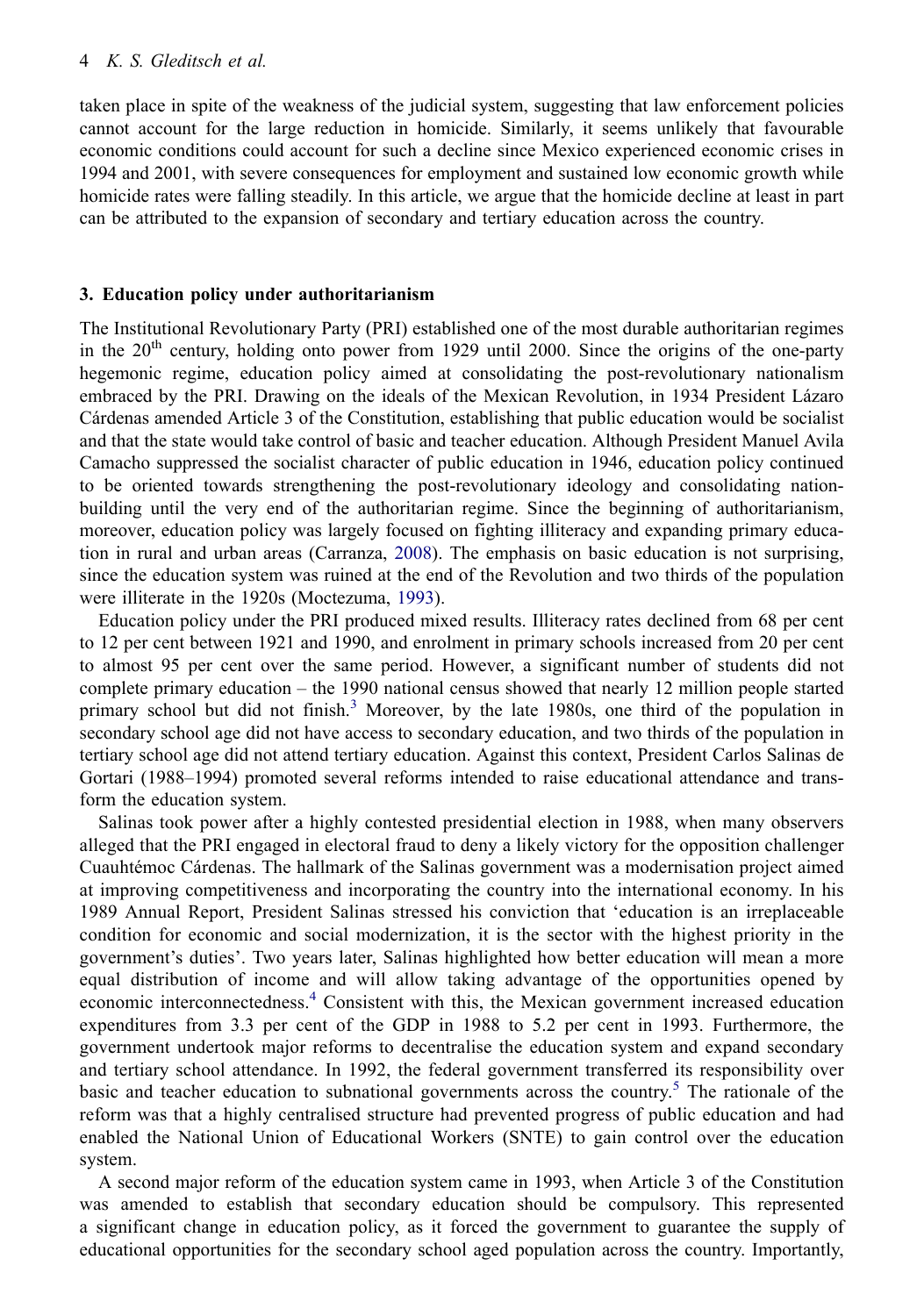taken place in spite of the weakness of the judicial system, suggesting that law enforcement policies cannot account for the large reduction in homicide. Similarly, it seems unlikely that favourable economic conditions could account for such a decline since Mexico experienced economic crises in 1994 and 2001, with severe consequences for employment and sustained low economic growth while homicide rates were falling steadily. In this article, we argue that the homicide decline at least in part can be attributed to the expansion of secondary and tertiary education across the country.

## 3. Education policy under authoritarianism

The Institutional Revolutionary Party (PRI) established one of the most durable authoritarian regimes in the 20th century, holding onto power from 1929 until 2000. Since the origins of the one-party hegemonic regime, education policy aimed at consolidating the post-revolutionary nationalism embraced by the PRI. Drawing on the ideals of the Mexican Revolution, in 1934 President Lázaro Cárdenas amended Article 3 of the Constitution, establishing that public education would be socialist and that the state would take control of basic and teacher education. Although President Manuel Avila Camacho suppressed the socialist character of public education in 1946, education policy continued to be oriented towards strengthening the post-revolutionary ideology and consolidating nation-building until the very end of the authoritarian regime. Since the beginning of authoritarianism, moreover, education policy was largely focused on fighting illiteracy and expanding primary education in rural and urban areas (Carranza, 2008). The emphasis on basic education is not surprising, since the education system was ruined at the end of the Revolution and two thirds of the population were illiterate in the 1920s (Moctezuma, 1993).

Education policy under the PRI produced mixed results. Illiteracy rates declined from 68 per cent to 12 per cent between 1921 and 1990, and enrolment in primary schools increased from 20 per cent to almost 95 per cent over the same period. However, a significant number of students did not complete primary education – the 1990 national census showed that nearly 12 million people started primary school but did not finish.[3] Moreover, by the late 1980s, one third of the population in secondary school age did not have access to secondary education, and two thirds of the population in tertiary school age did not attend tertiary education. Against this context, President Carlos Salinas de Gortari (1988–1994) promoted several reforms intended to raise educational attendance and transform the education system.

Salinas took power after a highly contested presidential election in 1988, when many observers alleged that the PRI engaged in electoral fraud to deny a likely victory for the opposition challenger Cuauhtémoc Cárdenas. The hallmark of the Salinas government was a modernisation project aimed at improving competitiveness and incorporating the country into the international economy. In his 1989 Annual Report, President Salinas stressed his conviction that 'education is an irreplaceable condition for economic and social modernization, it is the sector with the highest priority in the government's duties'. Two years later, Salinas highlighted how better education will mean a more equal distribution of income and will allow taking advantage of the opportunities opened by economic interconnectedness.[4] Consistent with this, the Mexican government increased education expenditures from 3.3 per cent of the GDP in 1988 to 5.2 per cent in 1993. Furthermore, the government undertook major reforms to decentralise the education system and expand secondary and tertiary school attendance. In 1992, the federal government transferred its responsibility over basic and teacher education to subnational governments across the country.[5] The rationale of the reform was that a highly centralised structure had prevented progress of public education and had enabled the National Union of Educational Workers (SNTE) to gain control over the education system.

A second major reform of the education system came in 1993, when Article 3 of the Constitution was amended to establish that secondary education should be compulsory. This represented a significant change in education policy, as it forced the government to guarantee the supply of educational opportunities for the secondary school aged population across the country. Importantly,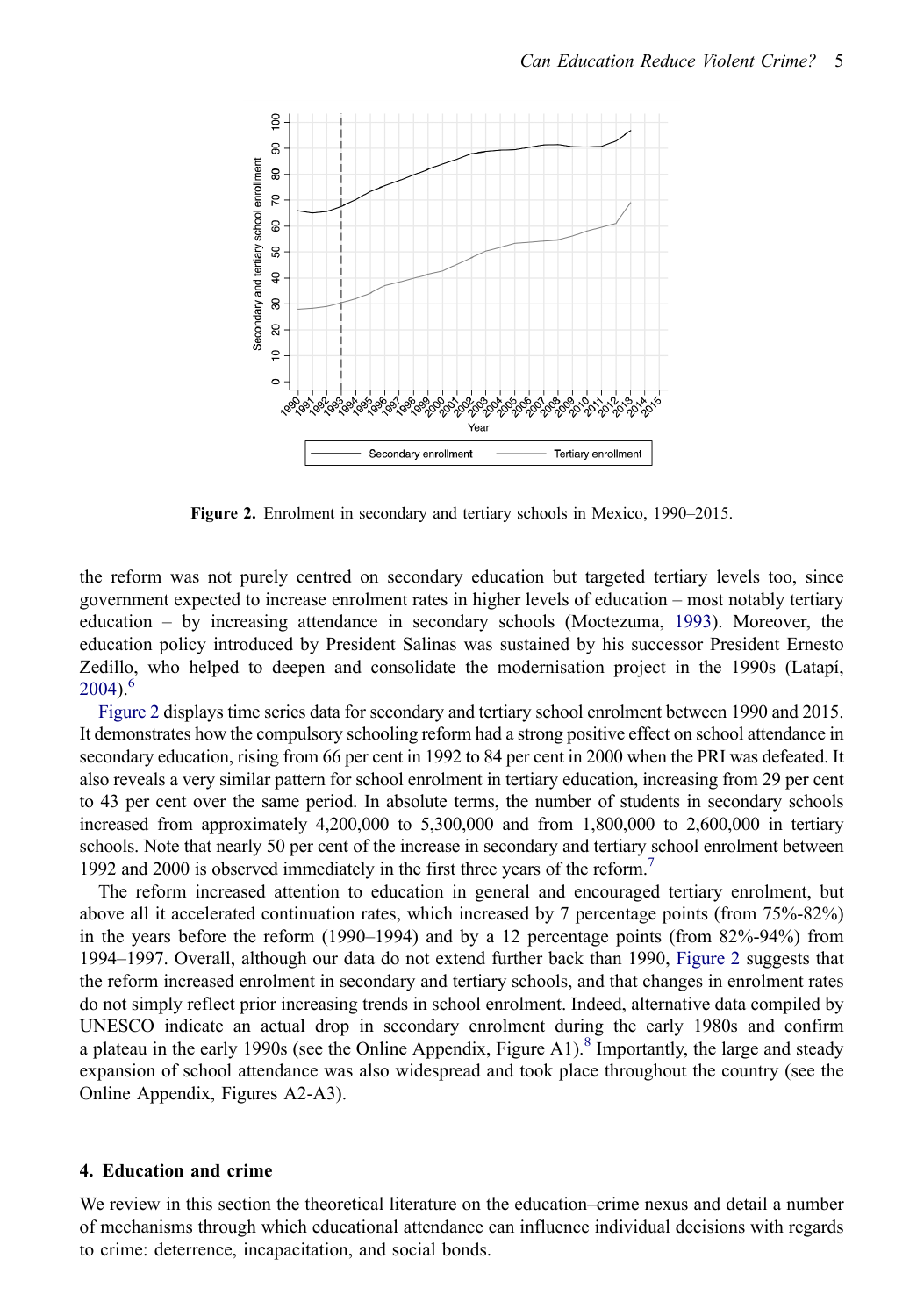Figure 2. Enrolment in secondary and tertiary schools in Mexico, 1990–2015.

the reform was not purely centred on secondary education but targeted tertiary levels too, since government expected to increase enrolment rates in higher levels of education – most notably tertiary education – by increasing attendance in secondary schools (Moctezuma, 1993). Moreover, the education policy introduced by President Salinas was sustained by his successor President Ernesto Zedillo, who helped to deepen and consolidate the modernisation project in the 1990s (Latapí, 2004).[6]

Figure 2 displays time series data for secondary and tertiary school enrolment between 1990 and 2015. It demonstrates how the compulsory schooling reform had a strong positive effect on school attendance in secondary education, rising from 66 per cent in 1992 to 84 per cent in 2000 when the PRI was defeated. It also reveals a very similar pattern for school enrolment in tertiary education, increasing from 29 per cent to 43 per cent over the same period. In absolute terms, the number of students in secondary schools increased from approximately 4,200,000 to 5,300,000 and from 1,800,000 to 2,600,000 in tertiary schools. Note that nearly 50 per cent of the increase in secondary and tertiary school enrolment between 1992 and 2000 is observed immediately in the first three years of the reform.[7]

The reform increased attention to education in general and encouraged tertiary enrolment, but above all it accelerated continuation rates, which increased by 7 percentage points (from 75%-82%) in the years before the reform (1990–1994) and by a 12 percentage points (from 82%-94%) from 1994–1997. Overall, although our data do not extend further back than 1990, Figure 2 suggests that the reform increased enrolment in secondary and tertiary schools, and that changes in enrolment rates do not simply reflect prior increasing trends in school enrolment. Indeed, alternative data compiled by UNESCO indicate an actual drop in secondary enrolment during the early 1980s and confirm a plateau in the early 1990s (see the Online Appendix, Figure A1).[8] Importantly, the large and steady expansion of school attendance was also widespread and took place throughout the country (see the Online Appendix, Figures A2-A3).

## 4. Education and crime

We review in this section the theoretical literature on the education–crime nexus and detail a number of mechanisms through which educational attendance can influence individual decisions with regards to crime: deterrence, incapacitation, and social bonds.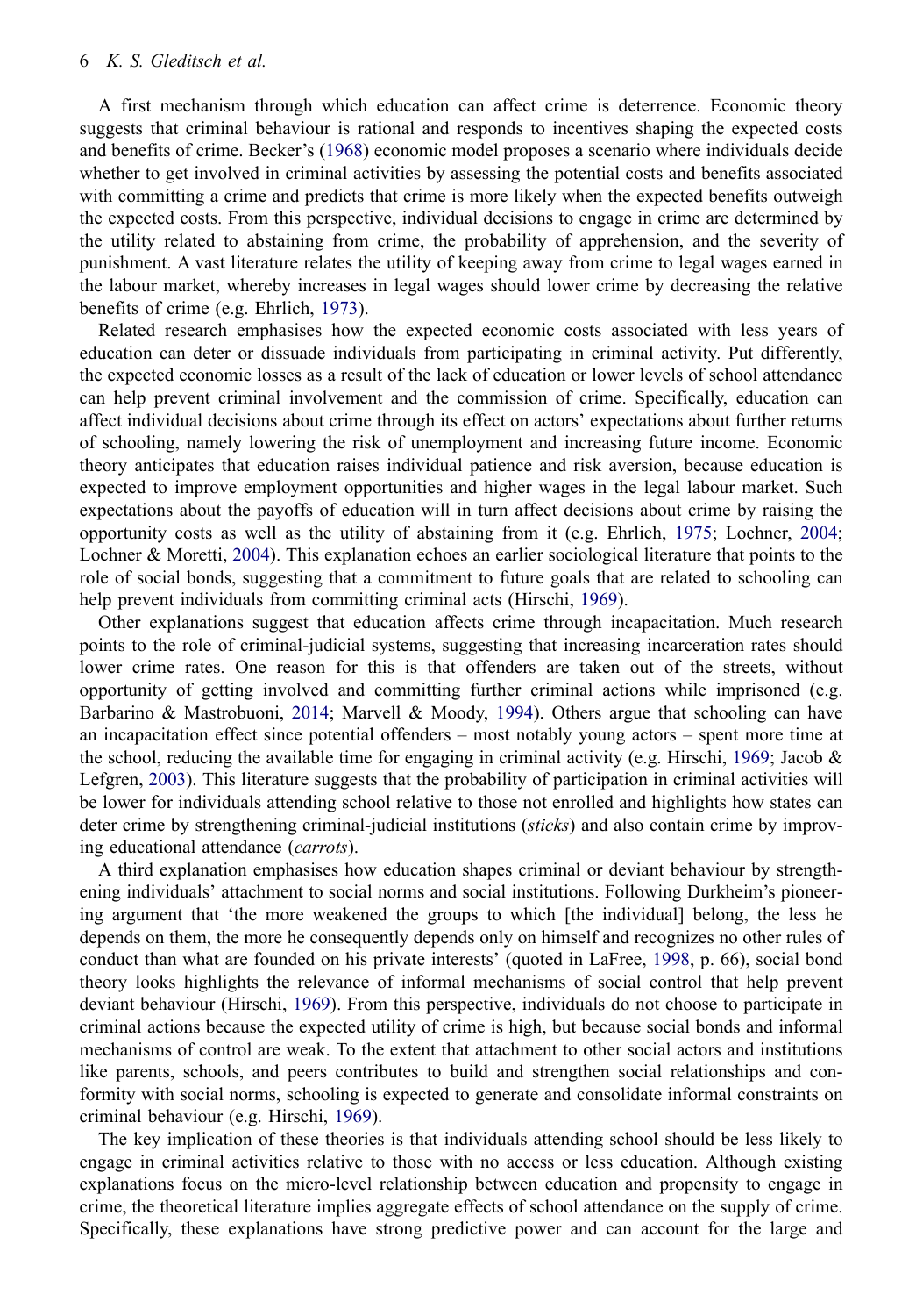A first mechanism through which education can affect crime is deterrence. Economic theory suggests that criminal behaviour is rational and responds to incentives shaping the expected costs and benefits of crime. Becker's (1968) economic model proposes a scenario where individuals decide whether to get involved in criminal activities by assessing the potential costs and benefits associated with committing a crime and predicts that crime is more likely when the expected benefits outweigh the expected costs. From this perspective, individual decisions to engage in crime are determined by the utility related to abstaining from crime, the probability of apprehension, and the severity of punishment. A vast literature relates the utility of keeping away from crime to legal wages earned in the labour market, whereby increases in legal wages should lower crime by decreasing the relative benefits of crime (e.g. Ehrlich, 1973).

Related research emphasises how the expected economic costs associated with less years of education can deter or dissuade individuals from participating in criminal activity. Put differently, the expected economic losses as a result of the lack of education or lower levels of school attendance can help prevent criminal involvement and the commission of crime. Specifically, education can affect individual decisions about crime through its effect on actors' expectations about further returns of schooling, namely lowering the risk of unemployment and increasing future income. Economic theory anticipates that education raises individual patience and risk aversion, because education is expected to improve employment opportunities and higher wages in the legal labour market. Such expectations about the payoffs of education will in turn affect decisions about crime by raising the opportunity costs as well as the utility of abstaining from it (e.g. Ehrlich, 1975; Lochner, 2004; Lochner & Moretti, 2004). This explanation echoes an earlier sociological literature that points to the role of social bonds, suggesting that a commitment to future goals that are related to schooling can help prevent individuals from committing criminal acts (Hirschi, 1969).

Other explanations suggest that education affects crime through incapacitation. Much research points to the role of criminal-judicial systems, suggesting that increasing incarceration rates should lower crime rates. One reason for this is that offenders are taken out of the streets, without opportunity of getting involved and committing further criminal actions while imprisoned (e.g. Barbarino & Mastrobuoni, 2014; Marvell & Moody, 1994). Others argue that schooling can have an incapacitation effect since potential offenders – most notably young actors – spent more time at the school, reducing the available time for engaging in criminal activity (e.g. Hirschi, 1969; Jacob & Lefgren, 2003). This literature suggests that the probability of participation in criminal activities will be lower for individuals attending school relative to those not enrolled and highlights how states can deter crime by strengthening criminal-judicial institutions (*sticks*) and also contain crime by improving educational attendance (*carrots*).

A third explanation emphasises how education shapes criminal or deviant behaviour by strengthening individuals' attachment to social norms and social institutions. Following Durkheim's pioneering argument that 'the more weakened the groups to which [the individual] belong, the less he depends on them, the more he consequently depends only on himself and recognizes no other rules of conduct than what are founded on his private interests' (quoted in LaFree, 1998, p. 66), social bond theory looks highlights the relevance of informal mechanisms of social control that help prevent deviant behaviour (Hirschi, 1969). From this perspective, individuals do not choose to participate in criminal actions because the expected utility of crime is high, but because social bonds and informal mechanisms of control are weak. To the extent that attachment to other social actors and institutions like parents, schools, and peers contributes to build and strengthen social relationships and conformity with social norms, schooling is expected to generate and consolidate informal constraints on criminal behaviour (e.g. Hirschi, 1969).

The key implication of these theories is that individuals attending school should be less likely to engage in criminal activities relative to those with no access or less education. Although existing explanations focus on the micro-level relationship between education and propensity to engage in crime, the theoretical literature implies aggregate effects of school attendance on the supply of crime. Specifically, these explanations have strong predictive power and can account for the large and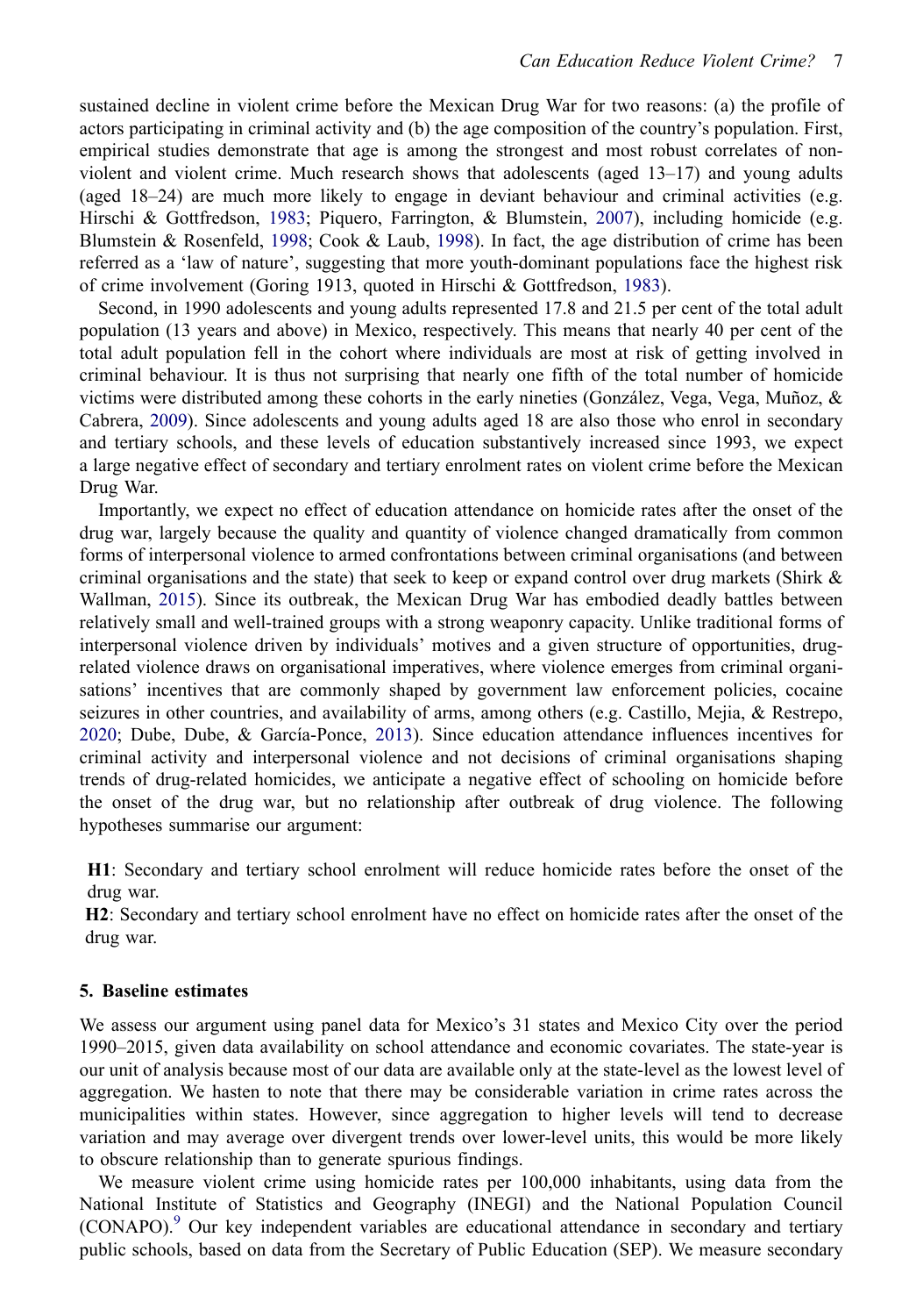sustained decline in violent crime before the Mexican Drug War for two reasons: (a) the profile of actors participating in criminal activity and (b) the age composition of the country's population. First, empirical studies demonstrate that age is among the strongest and most robust correlates of non-violent and violent crime. Much research shows that adolescents (aged 13–17) and young adults (aged 18–24) are much more likely to engage in deviant behaviour and criminal activities (e.g. Hirschi & Gottfredson, 1983; Piquero, Farrington, & Blumstein, 2007), including homicide (e.g. Blumstein & Rosenfeld, 1998; Cook & Laub, 1998). In fact, the age distribution of crime has been referred as a 'law of nature', suggesting that more youth-dominant populations face the highest risk of crime involvement (Goring 1913, quoted in Hirschi & Gottfredson, 1983).

Second, in 1990 adolescents and young adults represented 17.8 and 21.5 per cent of the total adult population (13 years and above) in Mexico, respectively. This means that nearly 40 per cent of the total adult population fell in the cohort where individuals are most at risk of getting involved in criminal behaviour. It is thus not surprising that nearly one fifth of the total number of homicide victims were distributed among these cohorts in the early nineties (González, Vega, Vega, Muñoz, & Cabrera, 2009). Since adolescents and young adults aged 18 are also those who enrol in secondary and tertiary schools, and these levels of education substantively increased since 1993, we expect a large negative effect of secondary and tertiary enrolment rates on violent crime before the Mexican Drug War.

Importantly, we expect no effect of education attendance on homicide rates after the onset of the drug war, largely because the quality and quantity of violence changed dramatically from common forms of interpersonal violence to armed confrontations between criminal organisations (and between criminal organisations and the state) that seek to keep or expand control over drug markets (Shirk & Wallman, 2015). Since its outbreak, the Mexican Drug War has embodied deadly battles between relatively small and well-trained groups with a strong weaponry capacity. Unlike traditional forms of interpersonal violence driven by individuals' motives and a given structure of opportunities, drug-related violence draws on organisational imperatives, where violence emerges from criminal organisations' incentives that are commonly shaped by government law enforcement policies, cocaine seizures in other countries, and availability of arms, among others (e.g. Castillo, Mejia, & Restrepo, 2020; Dube, Dube, & García-Ponce, 2013). Since education attendance influences incentives for criminal activity and interpersonal violence and not decisions of criminal organisations shaping trends of drug-related homicides, we anticipate a negative effect of schooling on homicide before the onset of the drug war, but no relationship after outbreak of drug violence. The following hypotheses summarise our argument:

**H1**: Secondary and tertiary school enrolment will reduce homicide rates before the onset of the drug war.

**H2**: Secondary and tertiary school enrolment have no effect on homicide rates after the onset of the drug war.

## 5. Baseline estimates

We assess our argument using panel data for Mexico's 31 states and Mexico City over the period 1990–2015, given data availability on school attendance and economic covariates. The state-year is our unit of analysis because most of our data are available only at the state-level as the lowest level of aggregation. We hasten to note that there may be considerable variation in crime rates across the municipalities within states. However, since aggregation to higher levels will tend to decrease variation and may average over divergent trends over lower-level units, this would be more likely to obscure relationship than to generate spurious findings.

We measure violent crime using homicide rates per 100,000 inhabitants, using data from the National Institute of Statistics and Geography (INEGI) and the National Population Council (CONAPO).[9] Our key independent variables are educational attendance in secondary and tertiary public schools, based on data from the Secretary of Public Education (SEP). We measure secondary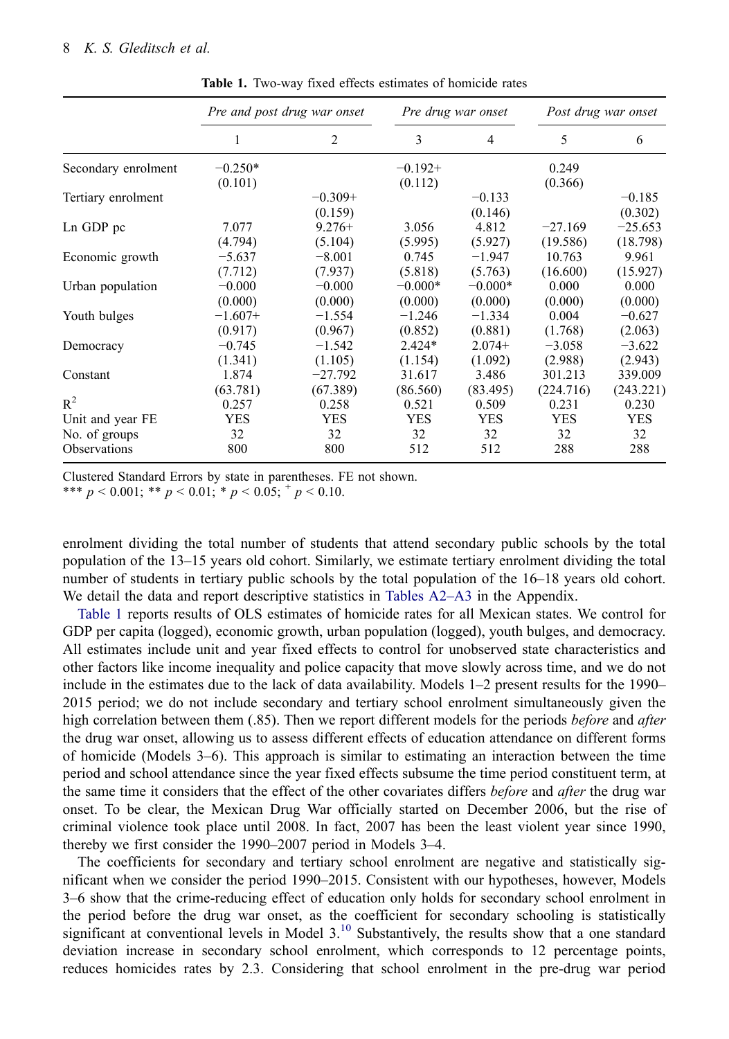**Table 1.** Two-way fixed effects estimates of homicide rates

| | *Pre and post drug war onset* | | *Pre drug war onset* | | *Post drug war onset* | |
|---|---|---|---|---|---|---|
| | 1 | 2 | 3 | 4 | 5 | 6 |
| Secondary enrolment | −0.250* | | −0.192+ | | 0.249 | |
| | (0.101) | | (0.112) | | (0.366) | |
| Tertiary enrolment | | −0.309+ | | −0.133 | | −0.185 |
| | | (0.159) | | (0.146) | | (0.302) |
| Ln GDP pc | 7.077 | 9.276+ | 3.056 | 4.812 | −27.169 | −25.653 |
| | (4.794) | (5.104) | (5.995) | (5.927) | (19.586) | (18.798) |
| Economic growth | −5.637 | −8.001 | 0.745 | −1.947 | 10.763 | 9.961 |
| | (7.712) | (7.937) | (5.818) | (5.763) | (16.600) | (15.927) |
| Urban population | −0.000 | −0.000 | −0.000* | −0.000* | 0.000 | 0.000 |
| | (0.000) | (0.000) | (0.000) | (0.000) | (0.000) | (0.000) |
| Youth bulges | −1.607+ | −1.554 | −1.246 | −1.334 | 0.004 | −0.627 |
| | (0.917) | (0.967) | (0.852) | (0.881) | (1.768) | (2.063) |
| Democracy | −0.745 | −1.542 | 2.424* | 2.074+ | −3.058 | −3.622 |
| | (1.341) | (1.105) | (1.154) | (1.092) | (2.988) | (2.943) |
| Constant | 1.874 | −27.792 | 31.617 | 3.486 | 301.213 | 339.009 |
| | (63.781) | (67.389) | (86.560) | (83.495) | (224.716) | (243.221) |
| $R^2$ | 0.257 | 0.258 | 0.521 | 0.509 | 0.231 | 0.230 |
| Unit and year FE | YES | YES | YES | YES | YES | YES |
| No. of groups | 32 | 32 | 32 | 32 | 32 | 32 |
| Observations | 800 | 800 | 512 | 512 | 288 | 288 |

Clustered Standard Errors by state in parentheses. FE not shown.
*** $p < 0.001$; ** $p < 0.01$; * $p < 0.05$; $^{+}$ $p < 0.10$.

enrolment dividing the total number of students that attend secondary public schools by the total population of the 13–15 years old cohort. Similarly, we estimate tertiary enrolment dividing the total number of students in tertiary public schools by the total population of the 16–18 years old cohort. We detail the data and report descriptive statistics in Tables A2–A3 in the Appendix.

Table 1 reports results of OLS estimates of homicide rates for all Mexican states. We control for GDP per capita (logged), economic growth, urban population (logged), youth bulges, and democracy. All estimates include unit and year fixed effects to control for unobserved state characteristics and other factors like income inequality and police capacity that move slowly across time, and we do not include in the estimates due to the lack of data availability. Models 1–2 present results for the 1990–2015 period; we do not include secondary and tertiary school enrolment simultaneously given the high correlation between them (.85). Then we report different models for the periods *before* and *after* the drug war onset, allowing us to assess different effects of education attendance on different forms of homicide (Models 3–6). This approach is similar to estimating an interaction between the time period and school attendance since the year fixed effects subsume the time period constituent term, at the same time it considers that the effect of the other covariates differs *before* and *after* the drug war onset. To be clear, the Mexican Drug War officially started on December 2006, but the rise of criminal violence took place until 2008. In fact, 2007 has been the least violent year since 1990, thereby we first consider the 1990–2007 period in Models 3–4.

The coefficients for secondary and tertiary school enrolment are negative and statistically significant when we consider the period 1990–2015. Consistent with our hypotheses, however, Models 3–6 show that the crime-reducing effect of education only holds for secondary school enrolment in the period before the drug war onset, as the coefficient for secondary schooling is statistically significant at conventional levels in Model 3.[10] Substantively, the results show that a one standard deviation increase in secondary school enrolment, which corresponds to 12 percentage points, reduces homicides rates by 2.3. Considering that school enrolment in the pre-drug war period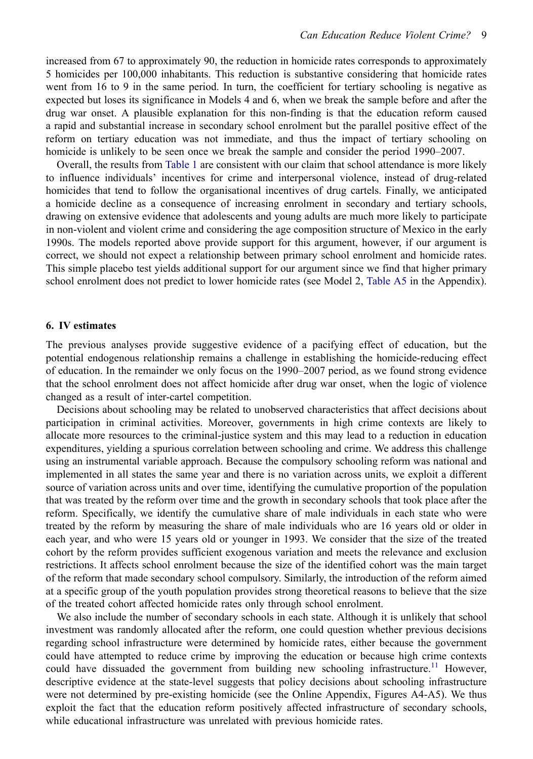increased from 67 to approximately 90, the reduction in homicide rates corresponds to approximately 5 homicides per 100,000 inhabitants. This reduction is substantive considering that homicide rates went from 16 to 9 in the same period. In turn, the coefficient for tertiary schooling is negative as expected but loses its significance in Models 4 and 6, when we break the sample before and after the drug war onset. A plausible explanation for this non-finding is that the education reform caused a rapid and substantial increase in secondary school enrolment but the parallel positive effect of the reform on tertiary education was not immediate, and thus the impact of tertiary schooling on homicide is unlikely to be seen once we break the sample and consider the period 1990–2007.

Overall, the results from Table 1 are consistent with our claim that school attendance is more likely to influence individuals' incentives for crime and interpersonal violence, instead of drug-related homicides that tend to follow the organisational incentives of drug cartels. Finally, we anticipated a homicide decline as a consequence of increasing enrolment in secondary and tertiary schools, drawing on extensive evidence that adolescents and young adults are much more likely to participate in non-violent and violent crime and considering the age composition structure of Mexico in the early 1990s. The models reported above provide support for this argument, however, if our argument is correct, we should not expect a relationship between primary school enrolment and homicide rates. This simple placebo test yields additional support for our argument since we find that higher primary school enrolment does not predict to lower homicide rates (see Model 2, Table A5 in the Appendix).

## 6. IV estimates

The previous analyses provide suggestive evidence of a pacifying effect of education, but the potential endogenous relationship remains a challenge in establishing the homicide-reducing effect of education. In the remainder we only focus on the 1990–2007 period, as we found strong evidence that the school enrolment does not affect homicide after drug war onset, when the logic of violence changed as a result of inter-cartel competition.

Decisions about schooling may be related to unobserved characteristics that affect decisions about participation in criminal activities. Moreover, governments in high crime contexts are likely to allocate more resources to the criminal-justice system and this may lead to a reduction in education expenditures, yielding a spurious correlation between schooling and crime. We address this challenge using an instrumental variable approach. Because the compulsory schooling reform was national and implemented in all states the same year and there is no variation across units, we exploit a different source of variation across units and over time, identifying the cumulative proportion of the population that was treated by the reform over time and the growth in secondary schools that took place after the reform. Specifically, we identify the cumulative share of male individuals in each state who were treated by the reform by measuring the share of male individuals who are 16 years old or older in each year, and who were 15 years old or younger in 1993. We consider that the size of the treated cohort by the reform provides sufficient exogenous variation and meets the relevance and exclusion restrictions. It affects school enrolment because the size of the identified cohort was the main target of the reform that made secondary school compulsory. Similarly, the introduction of the reform aimed at a specific group of the youth population provides strong theoretical reasons to believe that the size of the treated cohort affected homicide rates only through school enrolment.

We also include the number of secondary schools in each state. Although it is unlikely that school investment was randomly allocated after the reform, one could question whether previous decisions regarding school infrastructure were determined by homicide rates, either because the government could have attempted to reduce crime by improving the education or because high crime contexts could have dissuaded the government from building new schooling infrastructure.[11] However, descriptive evidence at the state-level suggests that policy decisions about schooling infrastructure were not determined by pre-existing homicide (see the Online Appendix, Figures A4-A5). We thus exploit the fact that the education reform positively affected infrastructure of secondary schools, while educational infrastructure was unrelated with previous homicide rates.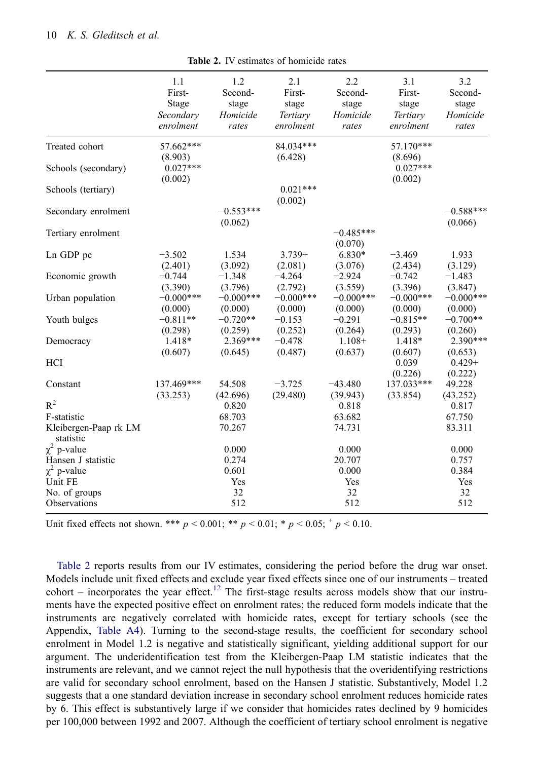**Table 2.** IV estimates of homicide rates

| | 1.1 First-Stage *Secondary enrolment* | 1.2 Second-stage *Homicide rates* | 2.1 First-stage *Tertiary enrolment* | 2.2 Second-stage *Homicide rates* | 3.1 First-stage *Tertiary enrolment* | 3.2 Second-stage *Homicide rates* |
|---|---|---|---|---|---|---|
| Treated cohort | 57.662*** | | 84.034*** | | 57.170*** | |
| | (8.903) | | (6.428) | | (8.696) | |
| Schools (secondary) | 0.027*** | | | | 0.027*** | |
| | (0.002) | | | | (0.002) | |
| Schools (tertiary) | | | 0.021*** | | | |
| | | | (0.002) | | | |
| Secondary enrolment | | −0.553*** | | | | −0.588*** |
| | | (0.062) | | | | (0.066) |
| Tertiary enrolment | | | | −0.485*** | | |
| | | | | (0.070) | | |
| Ln GDP pc | −3.502 | 1.534 | 3.739+ | 6.830* | −3.469 | 1.933 |
| | (2.401) | (3.092) | (2.081) | (3.076) | (2.434) | (3.129) |
| Economic growth | −0.744 | −1.348 | −4.264 | −2.924 | −0.742 | −1.483 |
| | (3.390) | (3.796) | (2.792) | (3.559) | (3.396) | (3.847) |
| Urban population | −0.000*** | −0.000*** | −0.000*** | −0.000*** | −0.000*** | −0.000*** |
| | (0.000) | (0.000) | (0.000) | (0.000) | (0.000) | (0.000) |
| Youth bulges | −0.811** | −0.720** | −0.153 | −0.291 | −0.815** | −0.700** |
| | (0.298) | (0.259) | (0.252) | (0.264) | (0.293) | (0.260) |
| Democracy | 1.418* | 2.369*** | −0.478 | 1.108+ | 1.418* | 2.390*** |
| | (0.607) | (0.645) | (0.487) | (0.637) | (0.607) | (0.653) |
| HCI | | | | | 0.039 | 0.429+ |
| | | | | | (0.226) | (0.222) |
| Constant | 137.469*** | 54.508 | −3.725 | −43.480 | 137.033*** | 49.228 |
| | (33.253) | (42.696) | (29.480) | (39.943) | (33.854) | (43.252) |
| $R^2$ | | 0.820 | | 0.818 | | 0.817 |
| F-statistic | | 68.703 | | 63.682 | | 67.750 |
| Kleibergen-Paap rk LM statistic | | 70.267 | | 74.731 | | 83.311 |
| $\chi^2$ p-value | | 0.000 | | 0.000 | | 0.000 |
| Hansen J statistic | | 0.274 | | 20.707 | | 0.757 |
| $\chi^2$ p-value | | 0.601 | | 0.000 | | 0.384 |
| Unit FE | | Yes | | Yes | | Yes |
| No. of groups | | 32 | | 32 | | 32 |
| Observations | | 512 | | 512 | | 512 |

Unit fixed effects not shown. *** $p < 0.001$; ** $p < 0.01$; * $p < 0.05$; $^{+}$ $p < 0.10$.

Table 2 reports results from our IV estimates, considering the period before the drug war onset. Models include unit fixed effects and exclude year fixed effects since one of our instruments – treated cohort – incorporates the year effect.[12] The first-stage results across models show that our instruments have the expected positive effect on enrolment rates; the reduced form models indicate that the instruments are negatively correlated with homicide rates, except for tertiary schools (see the Appendix, Table A4). Turning to the second-stage results, the coefficient for secondary school enrolment in Model 1.2 is negative and statistically significant, yielding additional support for our argument. The underidentification test from the Kleibergen-Paap LM statistic indicates that the instruments are relevant, and we cannot reject the null hypothesis that the overidentifying restrictions are valid for secondary school enrolment, based on the Hansen J statistic. Substantively, Model 1.2 suggests that a one standard deviation increase in secondary school enrolment reduces homicide rates by 6. This effect is substantively large if we consider that homicides rates declined by 9 homicides per 100,000 between 1992 and 2007. Although the coefficient of tertiary school enrolment is negative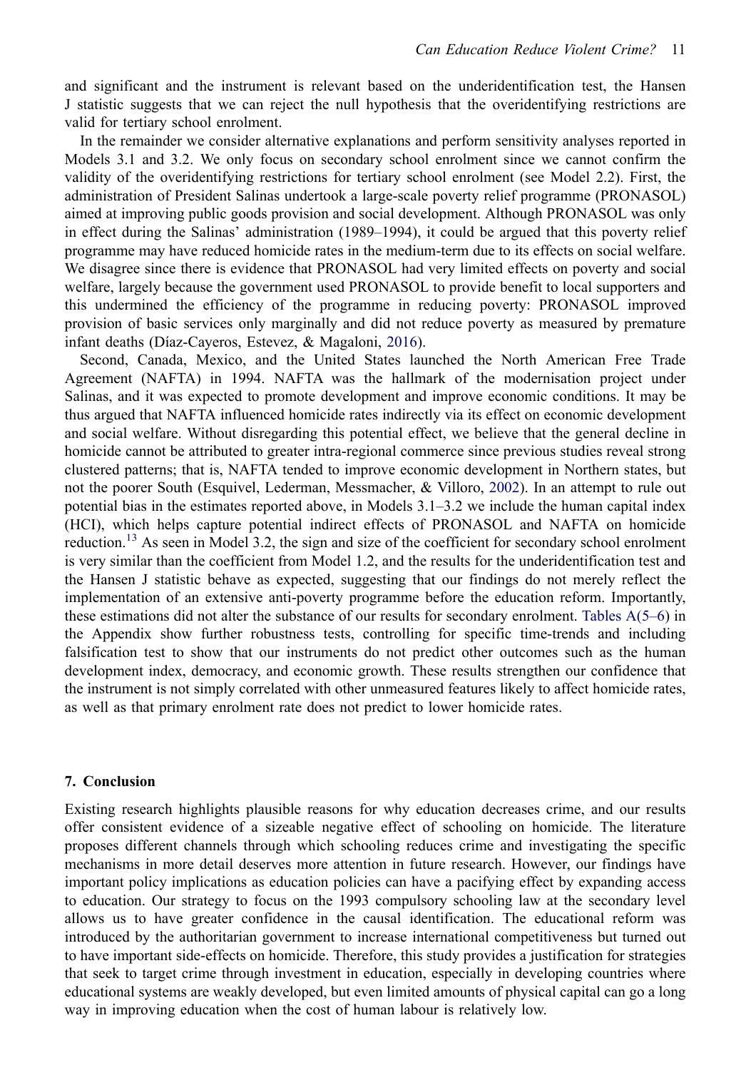and significant and the instrument is relevant based on the underidentification test, the Hansen J statistic suggests that we can reject the null hypothesis that the overidentifying restrictions are valid for tertiary school enrolment.

In the remainder we consider alternative explanations and perform sensitivity analyses reported in Models 3.1 and 3.2. We only focus on secondary school enrolment since we cannot confirm the validity of the overidentifying restrictions for tertiary school enrolment (see Model 2.2). First, the administration of President Salinas undertook a large-scale poverty relief programme (PRONASOL) aimed at improving public goods provision and social development. Although PRONASOL was only in effect during the Salinas' administration (1989–1994), it could be argued that this poverty relief programme may have reduced homicide rates in the medium-term due to its effects on social welfare. We disagree since there is evidence that PRONASOL had very limited effects on poverty and social welfare, largely because the government used PRONASOL to provide benefit to local supporters and this undermined the efficiency of the programme in reducing poverty: PRONASOL improved provision of basic services only marginally and did not reduce poverty as measured by premature infant deaths (Díaz-Cayeros, Estevez, & Magaloni, 2016).

Second, Canada, Mexico, and the United States launched the North American Free Trade Agreement (NAFTA) in 1994. NAFTA was the hallmark of the modernisation project under Salinas, and it was expected to promote development and improve economic conditions. It may be thus argued that NAFTA influenced homicide rates indirectly via its effect on economic development and social welfare. Without disregarding this potential effect, we believe that the general decline in homicide cannot be attributed to greater intra-regional commerce since previous studies reveal strong clustered patterns; that is, NAFTA tended to improve economic development in Northern states, but not the poorer South (Esquivel, Lederman, Messmacher, & Villoro, 2002). In an attempt to rule out potential bias in the estimates reported above, in Models 3.1–3.2 we include the human capital index (HCI), which helps capture potential indirect effects of PRONASOL and NAFTA on homicide reduction.[13] As seen in Model 3.2, the sign and size of the coefficient for secondary school enrolment is very similar than the coefficient from Model 1.2, and the results for the underidentification test and the Hansen J statistic behave as expected, suggesting that our findings do not merely reflect the implementation of an extensive anti-poverty programme before the education reform. Importantly, these estimations did not alter the substance of our results for secondary enrolment. Tables A(5–6) in the Appendix show further robustness tests, controlling for specific time-trends and including falsification test to show that our instruments do not predict other outcomes such as the human development index, democracy, and economic growth. These results strengthen our confidence that the instrument is not simply correlated with other unmeasured features likely to affect homicide rates, as well as that primary enrolment rate does not predict to lower homicide rates.

## 7. Conclusion

Existing research highlights plausible reasons for why education decreases crime, and our results offer consistent evidence of a sizeable negative effect of schooling on homicide. The literature proposes different channels through which schooling reduces crime and investigating the specific mechanisms in more detail deserves more attention in future research. However, our findings have important policy implications as education policies can have a pacifying effect by expanding access to education. Our strategy to focus on the 1993 compulsory schooling law at the secondary level allows us to have greater confidence in the causal identification. The educational reform was introduced by the authoritarian government to increase international competitiveness but turned out to have important side-effects on homicide. Therefore, this study provides a justification for strategies that seek to target crime through investment in education, especially in developing countries where educational systems are weakly developed, but even limited amounts of physical capital can go a long way in improving education when the cost of human labour is relatively low.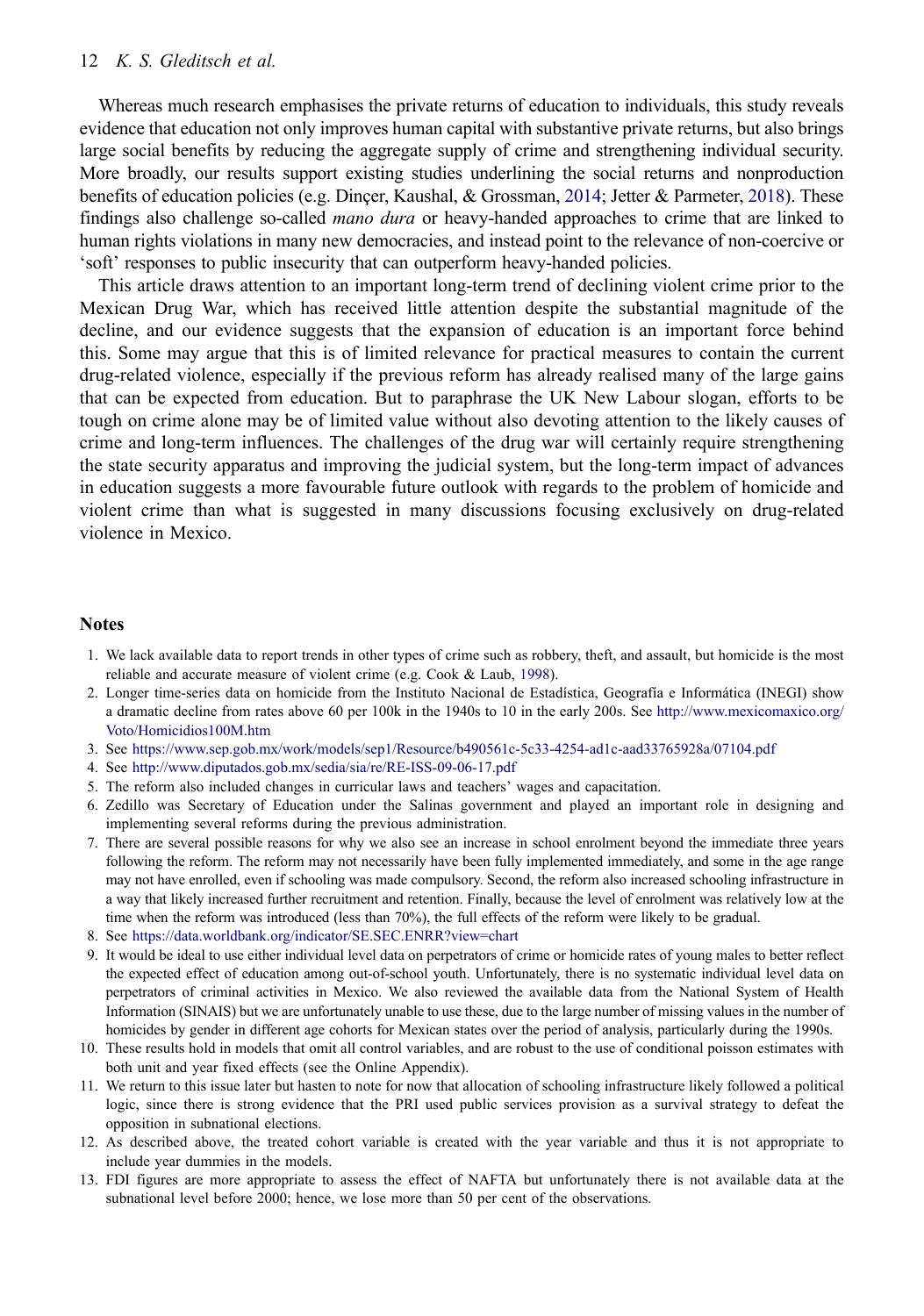Whereas much research emphasises the private returns of education to individuals, this study reveals evidence that education not only improves human capital with substantive private returns, but also brings large social benefits by reducing the aggregate supply of crime and strengthening individual security. More broadly, our results support existing studies underlining the social returns and nonproduction benefits of education policies (e.g. Dinçer, Kaushal, & Grossman, 2014; Jetter & Parmeter, 2018). These findings also challenge so-called *mano dura* or heavy-handed approaches to crime that are linked to human rights violations in many new democracies, and instead point to the relevance of non-coercive or 'soft' responses to public insecurity that can outperform heavy-handed policies.

This article draws attention to an important long-term trend of declining violent crime prior to the Mexican Drug War, which has received little attention despite the substantial magnitude of the decline, and our evidence suggests that the expansion of education is an important force behind this. Some may argue that this is of limited relevance for practical measures to contain the current drug-related violence, especially if the previous reform has already realised many of the large gains that can be expected from education. But to paraphrase the UK New Labour slogan, efforts to be tough on crime alone may be of limited value without also devoting attention to the likely causes of crime and long-term influences. The challenges of the drug war will certainly require strengthening the state security apparatus and improving the judicial system, but the long-term impact of advances in education suggests a more favourable future outlook with regards to the problem of homicide and violent crime than what is suggested in many discussions focusing exclusively on drug-related violence in Mexico.

## Notes

1. We lack available data to report trends in other types of crime such as robbery, theft, and assault, but homicide is the most reliable and accurate measure of violent crime (e.g. Cook & Laub, 1998).
2. Longer time-series data on homicide from the Instituto Nacional de Estadística, Geografía e Informática (INEGI) show a dramatic decline from rates above 60 per 100k in the 1940s to 10 in the early 200s. See http://www.mexicomaxico.org/Voto/Homicidios100M.htm
3. See https://www.sep.gob.mx/work/models/sep1/Resource/b490561c-5c33-4254-ad1c-aad33765928a/07104.pdf
4. See http://www.diputados.gob.mx/sedia/sia/re/RE-ISS-09-06-17.pdf
5. The reform also included changes in curricular laws and teachers' wages and capacitation.
6. Zedillo was Secretary of Education under the Salinas government and played an important role in designing and implementing several reforms during the previous administration.
7. There are several possible reasons for why we also see an increase in school enrolment beyond the immediate three years following the reform. The reform may not necessarily have been fully implemented immediately, and some in the age range may not have enrolled, even if schooling was made compulsory. Second, the reform also increased schooling infrastructure in a way that likely increased further recruitment and retention. Finally, because the level of enrolment was relatively low at the time when the reform was introduced (less than 70%), the full effects of the reform were likely to be gradual.
8. See https://data.worldbank.org/indicator/SE.SEC.ENRR?view=chart
9. It would be ideal to use either individual level data on perpetrators of crime or homicide rates of young males to better reflect the expected effect of education among out-of-school youth. Unfortunately, there is no systematic individual level data on perpetrators of criminal activities in Mexico. We also reviewed the available data from the National System of Health Information (SINAIS) but we are unfortunately unable to use these, due to the large number of missing values in the number of homicides by gender in different age cohorts for Mexican states over the period of analysis, particularly during the 1990s.
10. These results hold in models that omit all control variables, and are robust to the use of conditional poisson estimates with both unit and year fixed effects (see the Online Appendix).
11. We return to this issue later but hasten to note for now that allocation of schooling infrastructure likely followed a political logic, since there is strong evidence that the PRI used public services provision as a survival strategy to defeat the opposition in subnational elections.
12. As described above, the treated cohort variable is created with the year variable and thus it is not appropriate to include year dummies in the models.
13. FDI figures are more appropriate to assess the effect of NAFTA but unfortunately there is not available data at the subnational level before 2000; hence, we lose more than 50 per cent of the observations.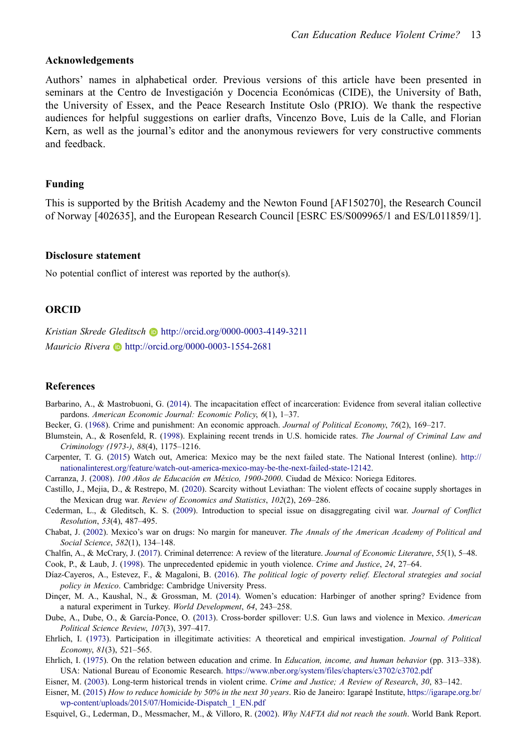### Acknowledgements

Authors' names in alphabetical order. Previous versions of this article have been presented in seminars at the Centro de Investigación y Docencia Económicas (CIDE), the University of Bath, the University of Essex, and the Peace Research Institute Oslo (PRIO). We thank the respective audiences for helpful suggestions on earlier drafts, Vincenzo Bove, Luis de la Calle, and Florian Kern, as well as the journal's editor and the anonymous reviewers for very constructive comments and feedback.

### Funding

This is supported by the British Academy and the Newton Found [AF150270], the Research Council of Norway [402635], and the European Research Council [ESRC ES/S009965/1 and ES/L011859/1].

### Disclosure statement

No potential conflict of interest was reported by the author(s).

### ORCID

*Kristian Skrede Gleditsch* http://orcid.org/0000-0003-4149-3211

*Mauricio Rivera* http://orcid.org/0000-0003-1554-2681

### References

Barbarino, A., & Mastrobuoni, G. (2014). The incapacitation effect of incarceration: Evidence from several italian collective pardons. *American Economic Journal: Economic Policy*, *6*(1), 1–37.

Becker, G. (1968). Crime and punishment: An economic approach. *Journal of Political Economy*, *76*(2), 169–217.

Blumstein, A., & Rosenfeld, R. (1998). Explaining recent trends in U.S. homicide rates. *The Journal of Criminal Law and Criminology (1973-)*, *88*(4), 1175–1216.

Carpenter, T. G. (2015) Watch out, America: Mexico may be the next failed state. The National Interest (online). http://nationalinterest.org/feature/watch-out-america-mexico-may-be-the-next-failed-state-12142.

Carranza, J. (2008). *100 Años de Educación en México, 1900-2000*. Ciudad de México: Noriega Editores.

Castillo, J., Mejia, D., & Restrepo, M. (2020). Scarcity without Leviathan: The violent effects of cocaine supply shortages in the Mexican drug war. *Review of Economics and Statistics*, *102*(2), 269–286.

Cederman, L., & Gleditsch, K. S. (2009). Introduction to special issue on disaggregating civil war. *Journal of Conflict Resolution*, *53*(4), 487–495.

Chabat, J. (2002). Mexico's war on drugs: No margin for maneuver. *The Annals of the American Academy of Political and Social Science*, *582*(1), 134–148.

Chalfin, A., & McCrary, J. (2017). Criminal deterrence: A review of the literature. *Journal of Economic Literature*, *55*(1), 5–48.

Cook, P., & Laub, J. (1998). The unprecedented epidemic in youth violence. *Crime and Justice*, *24*, 27–64.

Díaz-Cayeros, A., Estevez, F., & Magaloni, B. (2016). *The political logic of poverty relief. Electoral strategies and social policy in Mexico*. Cambridge: Cambridge University Press.

Dinçer, M. A., Kaushal, N., & Grossman, M. (2014). Women's education: Harbinger of another spring? Evidence from a natural experiment in Turkey. *World Development*, *64*, 243–258.

Dube, A., Dube, O., & García-Ponce, O. (2013). Cross-border spillover: U.S. Gun laws and violence in Mexico. *American Political Science Review*, *107*(3), 397–417.

Ehrlich, I. (1973). Participation in illegitimate activities: A theoretical and empirical investigation. *Journal of Political Economy*, *81*(3), 521–565.

Ehrlich, I. (1975). On the relation between education and crime. In *Education, income, and human behavior* (pp. 313–338). USA: National Bureau of Economic Research. https://www.nber.org/system/files/chapters/c3702/c3702.pdf

Eisner, M. (2003). Long-term historical trends in violent crime. *Crime and Justice; A Review of Research*, *30*, 83–142.

Eisner, M. (2015) *How to reduce homicide by 50% in the next 30 years*. Rio de Janeiro: Igarapé Institute, https://igarape.org.br/wp-content/uploads/2015/07/Homicide-Dispatch_1_EN.pdf

Esquivel, G., Lederman, D., Messmacher, M., & Villoro, R. (2002). *Why NAFTA did not reach the south*. World Bank Report.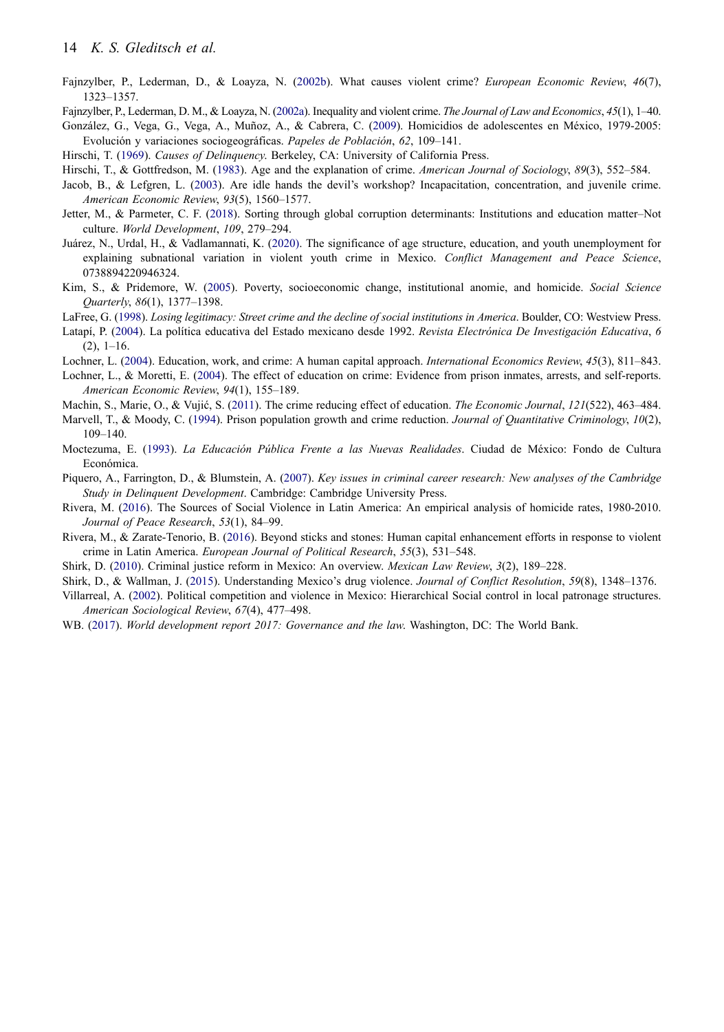Fajnzylber, P., Lederman, D., & Loayza, N. (2002b). What causes violent crime? *European Economic Review*, *46*(7), 1323–1357.

Fajnzylber, P., Lederman, D. M., & Loayza, N. (2002a). Inequality and violent crime. *The Journal of Law and Economics*, *45*(1), 1–40.

González, G., Vega, G., Vega, A., Muñoz, A., & Cabrera, C. (2009). Homicidios de adolescentes en México, 1979-2005: Evolución y variaciones sociogeográficas. *Papeles de Población*, *62*, 109–141.

Hirschi, T. (1969). *Causes of Delinquency*. Berkeley, CA: University of California Press.

Hirschi, T., & Gottfredson, M. (1983). Age and the explanation of crime. *American Journal of Sociology*, *89*(3), 552–584.

Jacob, B., & Lefgren, L. (2003). Are idle hands the devil's workshop? Incapacitation, concentration, and juvenile crime. *American Economic Review*, *93*(5), 1560–1577.

Jetter, M., & Parmeter, C. F. (2018). Sorting through global corruption determinants: Institutions and education matter–Not culture. *World Development*, *109*, 279–294.

Juárez, N., Urdal, H., & Vadlamannati, K. (2020). The significance of age structure, education, and youth unemployment for explaining subnational variation in violent youth crime in Mexico. *Conflict Management and Peace Science*, 0738894220946324.

Kim, S., & Pridemore, W. (2005). Poverty, socioeconomic change, institutional anomie, and homicide. *Social Science Quarterly*, *86*(1), 1377–1398.

LaFree, G. (1998). *Losing legitimacy: Street crime and the decline of social institutions in America*. Boulder, CO: Westview Press.

Latapí, P. (2004). La política educativa del Estado mexicano desde 1992. *Revista Electrónica De Investigación Educativa*, *6* (2), 1–16.

Lochner, L. (2004). Education, work, and crime: A human capital approach. *International Economics Review*, *45*(3), 811–843.

Lochner, L., & Moretti, E. (2004). The effect of education on crime: Evidence from prison inmates, arrests, and self-reports. *American Economic Review*, *94*(1), 155–189.

Machin, S., Marie, O., & Vujić, S. (2011). The crime reducing effect of education. *The Economic Journal*, *121*(522), 463–484.

Marvell, T., & Moody, C. (1994). Prison population growth and crime reduction. *Journal of Quantitative Criminology*, *10*(2), 109–140.

Moctezuma, E. (1993). *La Educación Pública Frente a las Nuevas Realidades*. Ciudad de México: Fondo de Cultura Económica.

Piquero, A., Farrington, D., & Blumstein, A. (2007). *Key issues in criminal career research: New analyses of the Cambridge Study in Delinquent Development*. Cambridge: Cambridge University Press.

Rivera, M. (2016). The Sources of Social Violence in Latin America: An empirical analysis of homicide rates, 1980-2010. *Journal of Peace Research*, *53*(1), 84–99.

Rivera, M., & Zarate-Tenorio, B. (2016). Beyond sticks and stones: Human capital enhancement efforts in response to violent crime in Latin America. *European Journal of Political Research*, *55*(3), 531–548.

Shirk, D. (2010). Criminal justice reform in Mexico: An overview. *Mexican Law Review*, *3*(2), 189–228.

Shirk, D., & Wallman, J. (2015). Understanding Mexico's drug violence. *Journal of Conflict Resolution*, *59*(8), 1348–1376.

Villarreal, A. (2002). Political competition and violence in Mexico: Hierarchical Social control in local patronage structures. *American Sociological Review*, *67*(4), 477–498.

WB. (2017). *World development report 2017: Governance and the law*. Washington, DC: The World Bank.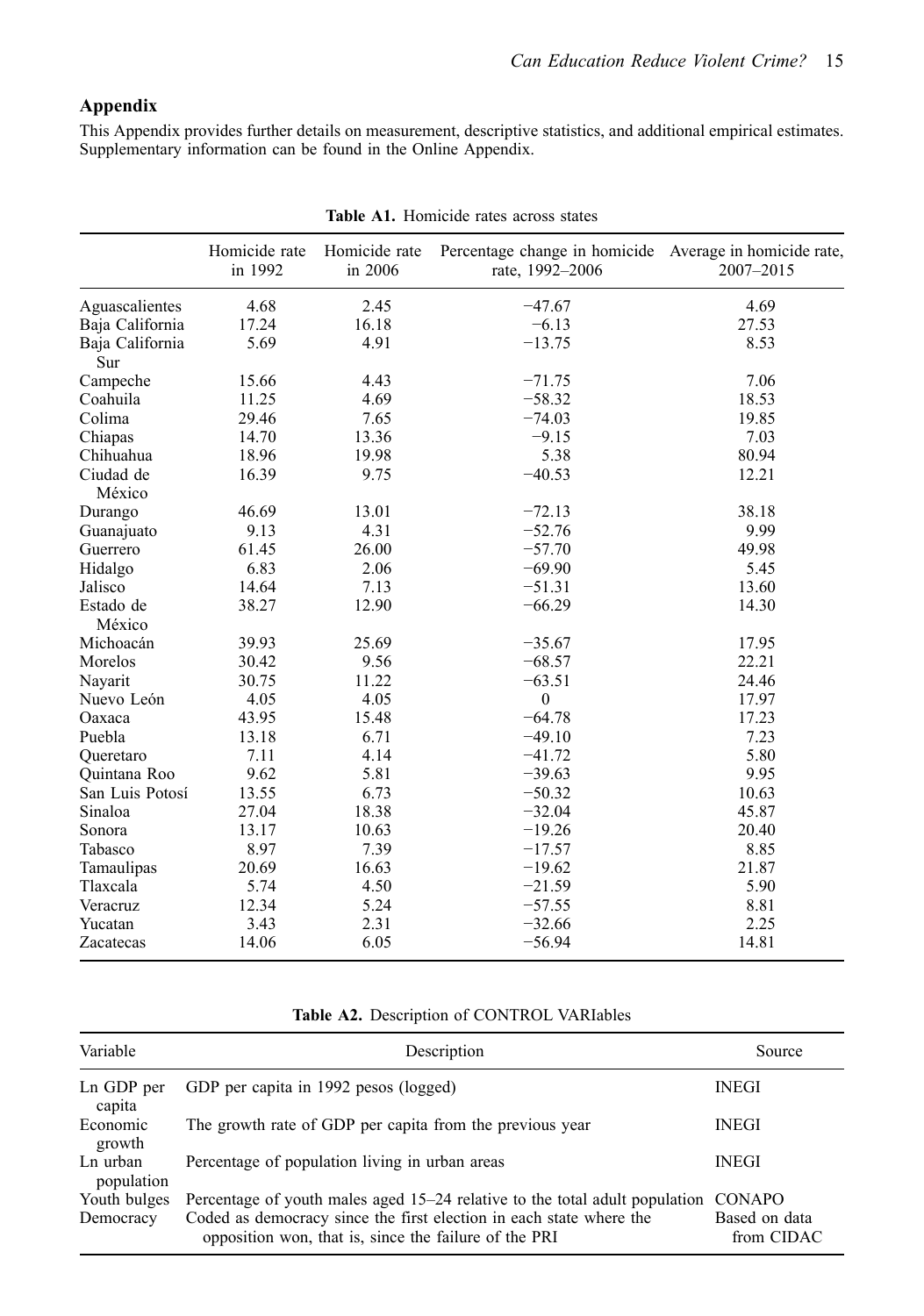## Appendix

This Appendix provides further details on measurement, descriptive statistics, and additional empirical estimates. Supplementary information can be found in the Online Appendix.

**Table A1.** Homicide rates across states

| | Homicide rate in 1992 | Homicide rate in 2006 | Percentage change in homicide rate, 1992–2006 | Average in homicide rate, 2007–2015 |
|---|---|---|---|---|
| Aguascalientes | 4.68 | 2.45 | −47.67 | 4.69 |
| Baja California | 17.24 | 16.18 | −6.13 | 27.53 |
| Baja California Sur | 5.69 | 4.91 | −13.75 | 8.53 |
| Campeche | 15.66 | 4.43 | −71.75 | 7.06 |
| Coahuila | 11.25 | 4.69 | −58.32 | 18.53 |
| Colima | 29.46 | 7.65 | −74.03 | 19.85 |
| Chiapas | 14.70 | 13.36 | −9.15 | 7.03 |
| Chihuahua | 18.96 | 19.98 | 5.38 | 80.94 |
| Ciudad de México | 16.39 | 9.75 | −40.53 | 12.21 |
| Durango | 46.69 | 13.01 | −72.13 | 38.18 |
| Guanajuato | 9.13 | 4.31 | −52.76 | 9.99 |
| Guerrero | 61.45 | 26.00 | −57.70 | 49.98 |
| Hidalgo | 6.83 | 2.06 | −69.90 | 5.45 |
| Jalisco | 14.64 | 7.13 | −51.31 | 13.60 |
| Estado de México | 38.27 | 12.90 | −66.29 | 14.30 |
| Michoacán | 39.93 | 25.69 | −35.67 | 17.95 |
| Morelos | 30.42 | 9.56 | −68.57 | 22.21 |
| Nayarit | 30.75 | 11.22 | −63.51 | 24.46 |
| Nuevo León | 4.05 | 4.05 | 0 | 17.97 |
| Oaxaca | 43.95 | 15.48 | −64.78 | 17.23 |
| Puebla | 13.18 | 6.71 | −49.10 | 7.23 |
| Queretaro | 7.11 | 4.14 | −41.72 | 5.80 |
| Quintana Roo | 9.62 | 5.81 | −39.63 | 9.95 |
| San Luis Potosí | 13.55 | 6.73 | −50.32 | 10.63 |
| Sinaloa | 27.04 | 18.38 | −32.04 | 45.87 |
| Sonora | 13.17 | 10.63 | −19.26 | 20.40 |
| Tabasco | 8.97 | 7.39 | −17.57 | 8.85 |
| Tamaulipas | 20.69 | 16.63 | −19.62 | 21.87 |
| Tlaxcala | 5.74 | 4.50 | −21.59 | 5.90 |
| Veracruz | 12.34 | 5.24 | −57.55 | 8.81 |
| Yucatan | 3.43 | 2.31 | −32.66 | 2.25 |
| Zacatecas | 14.06 | 6.05 | −56.94 | 14.81 |

**Table A2.** Description of CONTROL VARIables

| Variable | Description | Source |
|---|---|---|
| Ln GDP per capita | GDP per capita in 1992 pesos (logged) | INEGI |
| Economic growth | The growth rate of GDP per capita from the previous year | INEGI |
| Ln urban population | Percentage of population living in urban areas | INEGI |
| Youth bulges | Percentage of youth males aged 15–24 relative to the total adult population | CONAPO |
| Democracy | Coded as democracy since the first election in each state where the opposition won, that is, since the failure of the PRI | Based on data from CIDAC |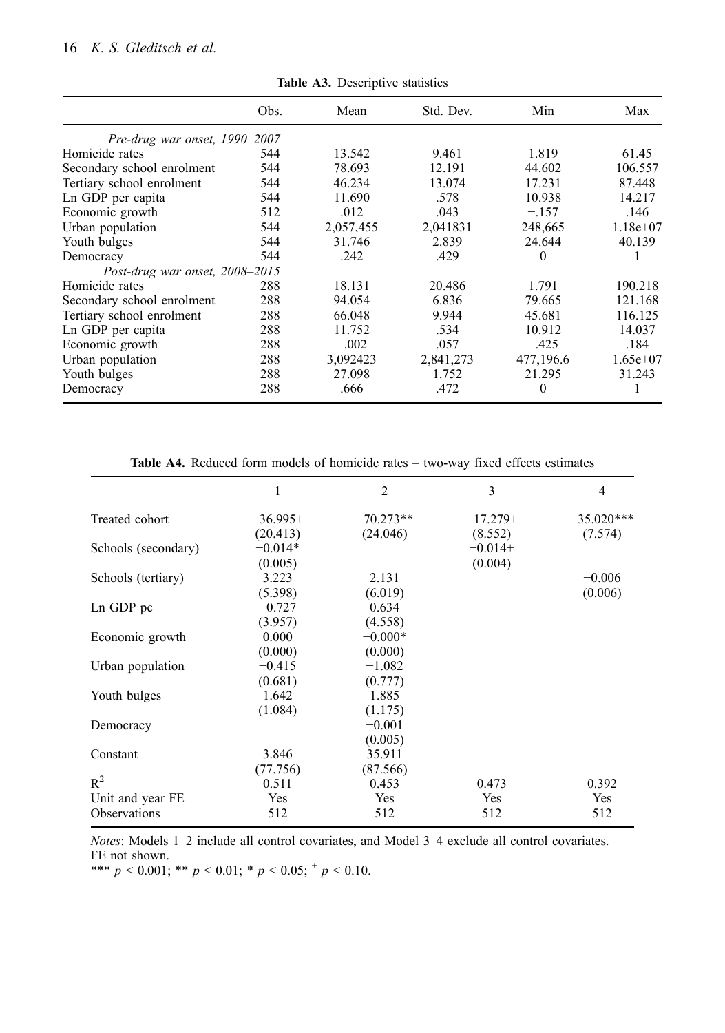**Table A3.** Descriptive statistics

| | Obs. | Mean | Std. Dev. | Min | Max |
|---|---|---|---|---|---|
| *Pre-drug war onset, 1990–2007* | | | | | |
| Homicide rates | 544 | 13.542 | 9.461 | 1.819 | 61.45 |
| Secondary school enrolment | 544 | 78.693 | 12.191 | 44.602 | 106.557 |
| Tertiary school enrolment | 544 | 46.234 | 13.074 | 17.231 | 87.448 |
| Ln GDP per capita | 544 | 11.690 | .578 | 10.938 | 14.217 |
| Economic growth | 512 | .012 | .043 | −.157 | .146 |
| Urban population | 544 | 2,057,455 | 2,041831 | 248,665 | 1.18e+07 |
| Youth bulges | 544 | 31.746 | 2.839 | 24.644 | 40.139 |
| Democracy | 544 | .242 | .429 | 0 | 1 |
| *Post-drug war onset, 2008–2015* | | | | | |
| Homicide rates | 288 | 18.131 | 20.486 | 1.791 | 190.218 |
| Secondary school enrolment | 288 | 94.054 | 6.836 | 79.665 | 121.168 |
| Tertiary school enrolment | 288 | 66.048 | 9.944 | 45.681 | 116.125 |
| Ln GDP per capita | 288 | 11.752 | .534 | 10.912 | 14.037 |
| Economic growth | 288 | −.002 | .057 | −.425 | .184 |
| Urban population | 288 | 3,092423 | 2,841,273 | 477,196.6 | 1.65e+07 |
| Youth bulges | 288 | 27.098 | 1.752 | 21.295 | 31.243 |
| Democracy | 288 | .666 | .472 | 0 | 1 |

**Table A4.** Reduced form models of homicide rates – two-way fixed effects estimates

| | 1 | 2 | 3 | 4 |
|---|---|---|---|---|
| Treated cohort | −36.995+ | −70.273** | −17.279+ | −35.020*** |
| | (20.413) | (24.046) | (8.552) | (7.574) |
| Schools (secondary) | −0.014* | | −0.014+ | |
| | (0.005) | | (0.004) | |
| Schools (tertiary) | 3.223 | 2.131 | | −0.006 |
| | (5.398) | (6.019) | | (0.006) |
| Ln GDP pc | −0.727 | 0.634 | | |
| | (3.957) | (4.558) | | |
| Economic growth | 0.000 | −0.000* | | |
| | (0.000) | (0.000) | | |
| Urban population | −0.415 | −1.082 | | |
| | (0.681) | (0.777) | | |
| Youth bulges | 1.642 | 1.885 | | |
| | (1.084) | (1.175) | | |
| Democracy | | −0.001 | | |
| | | (0.005) | | |
| Constant | 3.846 | 35.911 | | |
| | (77.756) | (87.566) | | |
| $R^2$ | 0.511 | 0.453 | 0.473 | 0.392 |
| Unit and year FE | Yes | Yes | Yes | Yes |
| Observations | 512 | 512 | 512 | 512 |

*Notes*: Models 1–2 include all control covariates, and Model 3–4 exclude all control covariates. FE not shown.

*** $p < 0.001$; ** $p < 0.01$; * $p < 0.05$; $^{+}$ $p < 0.10$.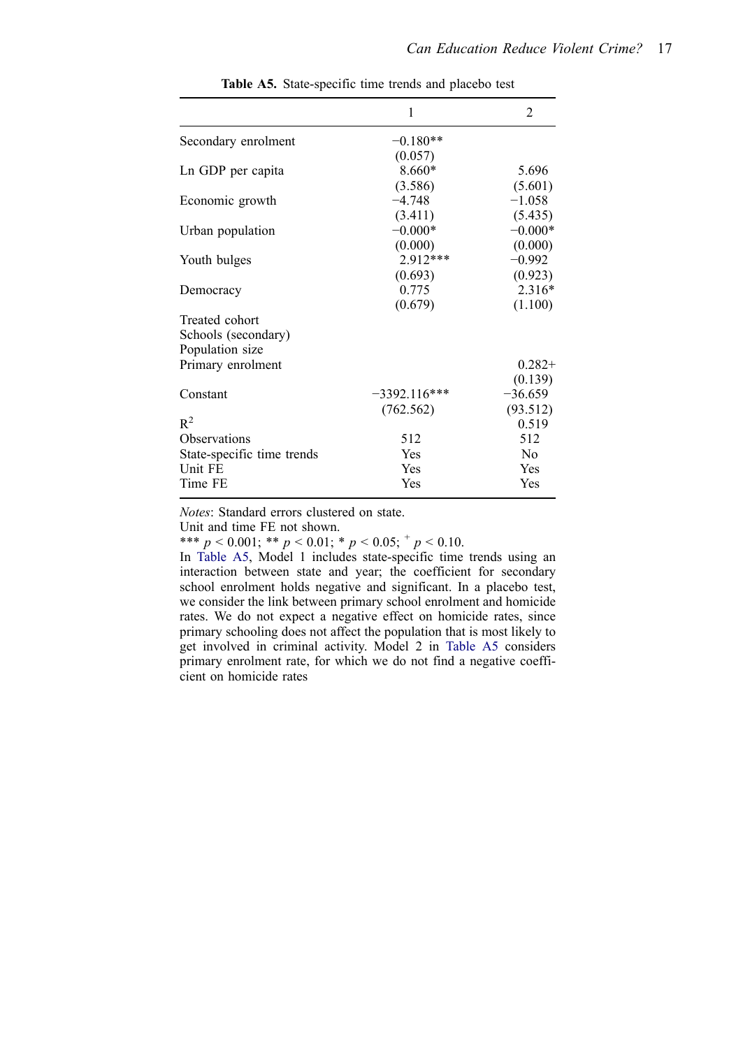**Table A5.** State-specific time trends and placebo test

| | 1 | 2 |
|---|---|---|
| Secondary enrolment | −0.180** | |
| | (0.057) | |
| Ln GDP per capita | 8.660* | 5.696 |
| | (3.586) | (5.601) |
| Economic growth | −4.748 | −1.058 |
| | (3.411) | (5.435) |
| Urban population | −0.000* | −0.000* |
| | (0.000) | (0.000) |
| Youth bulges | 2.912*** | −0.992 |
| | (0.693) | (0.923) |
| Democracy | 0.775 | 2.316* |
| | (0.679) | (1.100) |
| Treated cohort | | |
| Schools (secondary) | | |
| Population size | | |
| Primary enrolment | | 0.282+ |
| | | (0.139) |
| Constant | −3392.116*** | −36.659 |
| | (762.562) | (93.512) |
| $R^2$ | | 0.519 |
| Observations | 512 | 512 |
| State-specific time trends | Yes | No |
| Unit FE | Yes | Yes |
| Time FE | Yes | Yes |

*Notes*: Standard errors clustered on state.

Unit and time FE not shown.

*** $p < 0.001$; ** $p < 0.01$; * $p < 0.05$; + $p < 0.10$.

In Table A5, Model 1 includes state-specific time trends using an interaction between state and year; the coefficient for secondary school enrolment holds negative and significant. In a placebo test, we consider the link between primary school enrolment and homicide rates. We do not expect a negative effect on homicide rates, since primary schooling does not affect the population that is most likely to get involved in criminal activity. Model 2 in Table A5 considers primary enrolment rate, for which we do not find a negative coefficient on homicide rates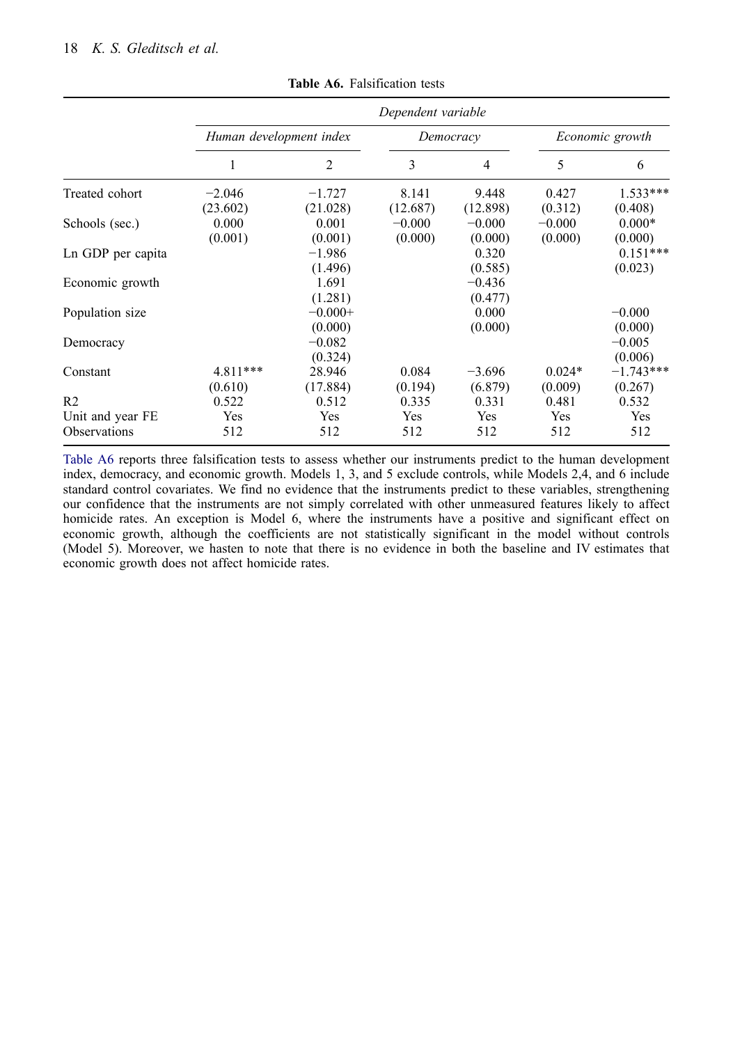**Table A6.** Falsification tests

| | *Dependent variable* | | | | | |
|---|---|---|---|---|---|---|
| | *Human development index* | | *Democracy* | | *Economic growth* | |
| | 1 | 2 | 3 | 4 | 5 | 6 |
| Treated cohort | −2.046 | −1.727 | 8.141 | 9.448 | 0.427 | 1.533*** |
| | (23.602) | (21.028) | (12.687) | (12.898) | (0.312) | (0.408) |
| Schools (sec.) | 0.000 | 0.001 | −0.000 | −0.000 | −0.000 | 0.000* |
| | (0.001) | (0.001) | (0.000) | (0.000) | (0.000) | (0.000) |
| Ln GDP per capita | | −1.986 | | 0.320 | | 0.151*** |
| | | (1.496) | | (0.585) | | (0.023) |
| Economic growth | | 1.691 | | −0.436 | | |
| | | (1.281) | | (0.477) | | |
| Population size | | −0.000+ | | 0.000 | | −0.000 |
| | | (0.000) | | (0.000) | | (0.000) |
| Democracy | | −0.082 | | | | −0.005 |
| | | (0.324) | | | | (0.006) |
| Constant | 4.811*** | 28.946 | 0.084 | −3.696 | 0.024* | −1.743*** |
| | (0.610) | (17.884) | (0.194) | (6.879) | (0.009) | (0.267) |
| R2 | 0.522 | 0.512 | 0.335 | 0.331 | 0.481 | 0.532 |
| Unit and year FE | Yes | Yes | Yes | Yes | Yes | Yes |
| Observations | 512 | 512 | 512 | 512 | 512 | 512 |

Table A6 reports three falsification tests to assess whether our instruments predict to the human development index, democracy, and economic growth. Models 1, 3, and 5 exclude controls, while Models 2,4, and 6 include standard control covariates. We find no evidence that the instruments predict to these variables, strengthening our confidence that the instruments are not simply correlated with other unmeasured features likely to affect homicide rates. An exception is Model 6, where the instruments have a positive and significant effect on economic growth, although the coefficients are not statistically significant in the model without controls (Model 5). Moreover, we hasten to note that there is no evidence in both the baseline and IV estimates that economic growth does not affect homicide rates.